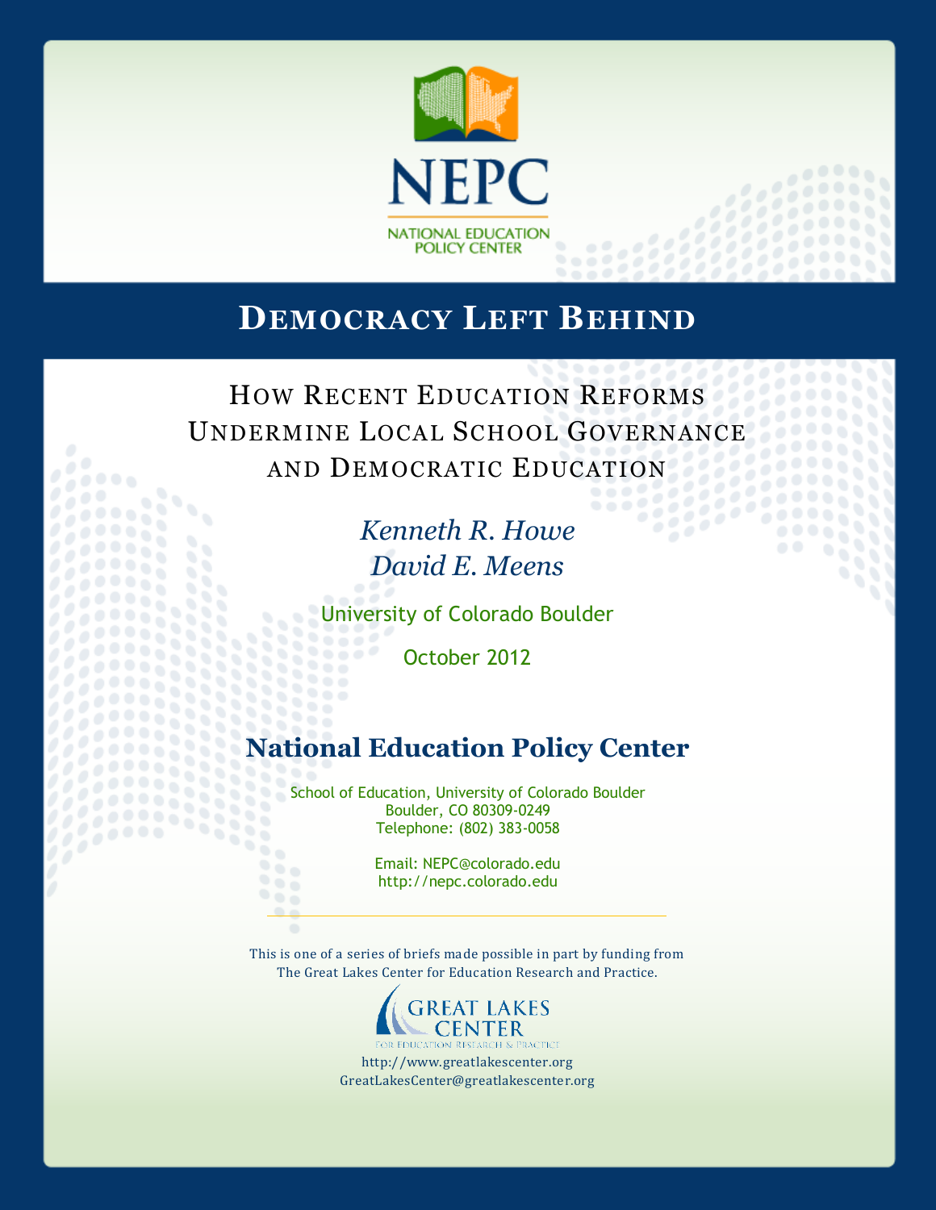NEPC

NATIONAL EDUCATION POLICY CENTER

# Democracy Left Behind

## How Recent Education Reforms Undermine Local School Governance and Democratic Education

*Kenneth R. Howe*
*David E. Meens*

University of Colorado Boulder

October 2012

### National Education Policy Center

School of Education, University of Colorado Boulder
Boulder, CO 80309-0249
Telephone: (802) 383-0058

Email: NEPC@colorado.edu
http://nepc.colorado.edu

---

This is one of a series of briefs made possible in part by funding from
The Great Lakes Center for Education Research and Practice.

GREAT LAKES CENTER
FOR EDUCATION RESEARCH & PRACTICE

http://www.greatlakescenter.org
GreatLakesCenter@greatlakescenter.org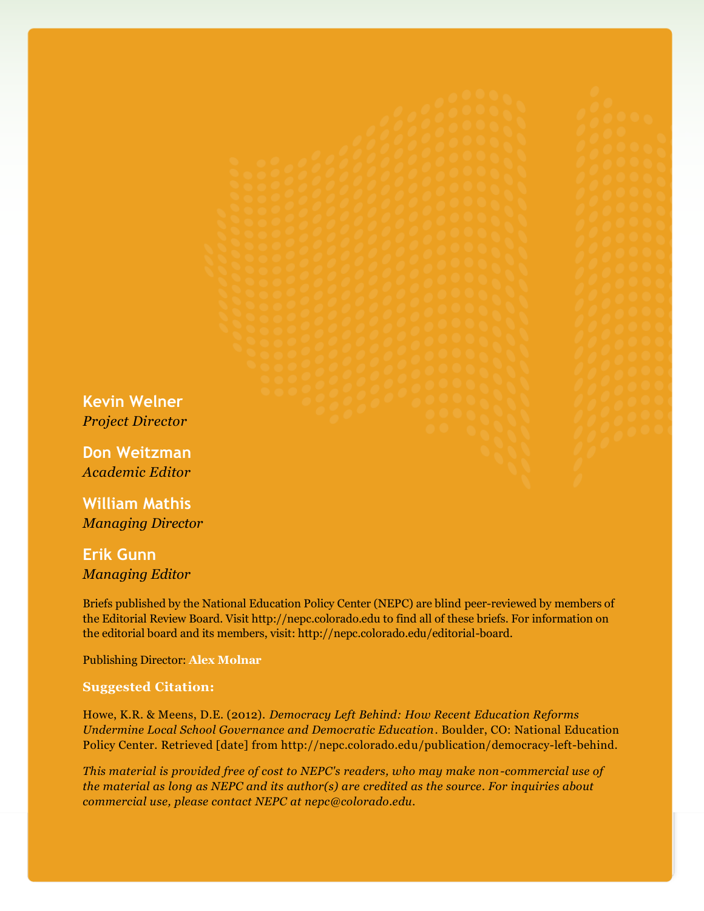**Kevin Welner**
*Project Director*

**Don Weitzman**
*Academic Editor*

**William Mathis**
*Managing Director*

**Erik Gunn**
*Managing Editor*

Briefs published by the National Education Policy Center (NEPC) are blind peer-reviewed by members of the Editorial Review Board. Visit http://nepc.colorado.edu to find all of these briefs. For information on the editorial board and its members, visit: http://nepc.colorado.edu/editorial-board.

Publishing Director: **Alex Molnar**

**Suggested Citation:**

Howe, K.R. & Meens, D.E. (2012). *Democracy Left Behind: How Recent Education Reforms Undermine Local School Governance and Democratic Education*. Boulder, CO: National Education Policy Center. Retrieved [date] from http://nepc.colorado.edu/publication/democracy-left-behind.

*This material is provided free of cost to NEPC's readers, who may make non-commercial use of the material as long as NEPC and its author(s) are credited as the source. For inquiries about commercial use, please contact NEPC at nepc@colorado.edu.*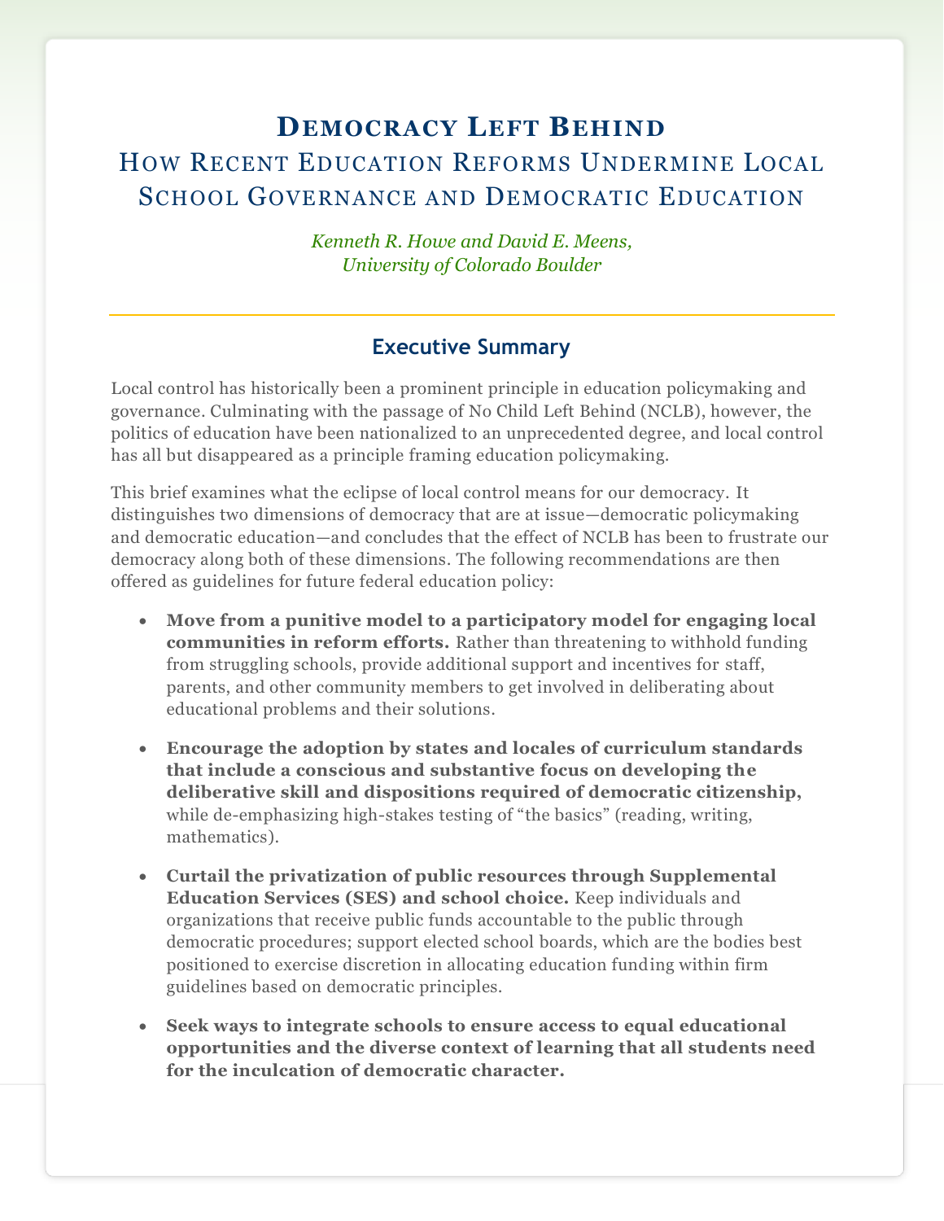# Democracy Left Behind

## How Recent Education Reforms Undermine Local School Governance and Democratic Education

*Kenneth R. Howe and David E. Meens,*
*University of Colorado Boulder*

---

### Executive Summary

Local control has historically been a prominent principle in education policymaking and governance. Culminating with the passage of No Child Left Behind (NCLB), however, the politics of education have been nationalized to an unprecedented degree, and local control has all but disappeared as a principle framing education policymaking.

This brief examines what the eclipse of local control means for our democracy. It distinguishes two dimensions of democracy that are at issue—democratic policymaking and democratic education—and concludes that the effect of NCLB has been to frustrate our democracy along both of these dimensions. The following recommendations are then offered as guidelines for future federal education policy:

- **Move from a punitive model to a participatory model for engaging local communities in reform efforts.** Rather than threatening to withhold funding from struggling schools, provide additional support and incentives for staff, parents, and other community members to get involved in deliberating about educational problems and their solutions.
- **Encourage the adoption by states and locales of curriculum standards that include a conscious and substantive focus on developing the deliberative skill and dispositions required of democratic citizenship,** while de-emphasizing high-stakes testing of "the basics" (reading, writing, mathematics).
- **Curtail the privatization of public resources through Supplemental Education Services (SES) and school choice.** Keep individuals and organizations that receive public funds accountable to the public through democratic procedures; support elected school boards, which are the bodies best positioned to exercise discretion in allocating education funding within firm guidelines based on democratic principles.
- **Seek ways to integrate schools to ensure access to equal educational opportunities and the diverse context of learning that all students need for the inculcation of democratic character.**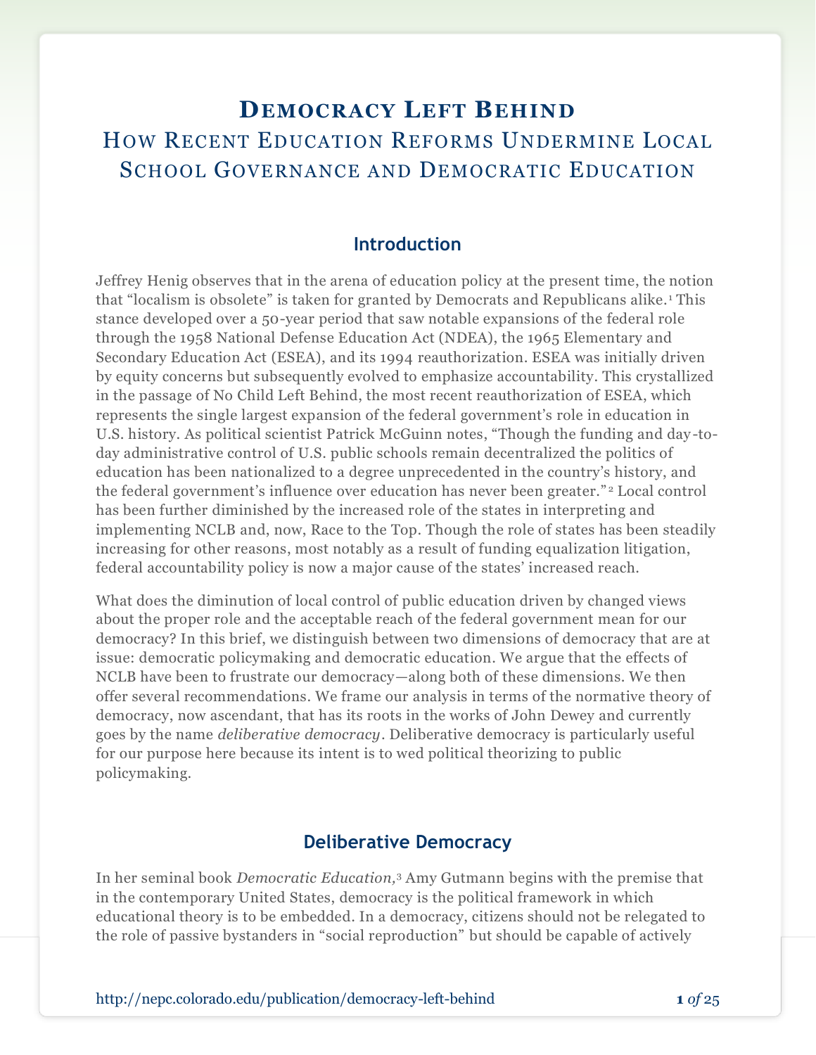# Democracy Left Behind

## How Recent Education Reforms Undermine Local School Governance and Democratic Education

### Introduction

Jeffrey Henig observes that in the arena of education policy at the present time, the notion that "localism is obsolete" is taken for granted by Democrats and Republicans alike.[1] This stance developed over a 50-year period that saw notable expansions of the federal role through the 1958 National Defense Education Act (NDEA), the 1965 Elementary and Secondary Education Act (ESEA), and its 1994 reauthorization. ESEA was initially driven by equity concerns but subsequently evolved to emphasize accountability. This crystallized in the passage of No Child Left Behind, the most recent reauthorization of ESEA, which represents the single largest expansion of the federal government's role in education in U.S. history. As political scientist Patrick McGuinn notes, "Though the funding and day-to-day administrative control of U.S. public schools remain decentralized the politics of education has been nationalized to a degree unprecedented in the country's history, and the federal government's influence over education has never been greater."[2] Local control has been further diminished by the increased role of the states in interpreting and implementing NCLB and, now, Race to the Top. Though the role of states has been steadily increasing for other reasons, most notably as a result of funding equalization litigation, federal accountability policy is now a major cause of the states' increased reach.

What does the diminution of local control of public education driven by changed views about the proper role and the acceptable reach of the federal government mean for our democracy? In this brief, we distinguish between two dimensions of democracy that are at issue: democratic policymaking and democratic education. We argue that the effects of NCLB have been to frustrate our democracy—along both of these dimensions. We then offer several recommendations. We frame our analysis in terms of the normative theory of democracy, now ascendant, that has its roots in the works of John Dewey and currently goes by the name *deliberative democracy*. Deliberative democracy is particularly useful for our purpose here because its intent is to wed political theorizing to public policymaking.

### Deliberative Democracy

In her seminal book *Democratic Education,*[3] Amy Gutmann begins with the premise that in the contemporary United States, democracy is the political framework in which educational theory is to be embedded. In a democracy, citizens should not be relegated to the role of passive bystanders in "social reproduction" but should be capable of actively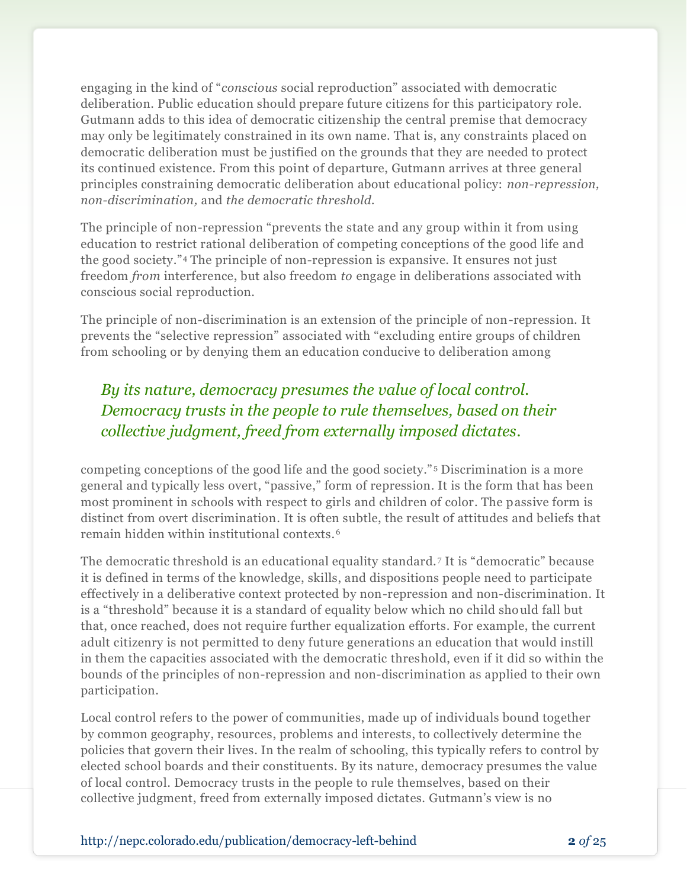engaging in the kind of "*conscious* social reproduction" associated with democratic deliberation. Public education should prepare future citizens for this participatory role. Gutmann adds to this idea of democratic citizenship the central premise that democracy may only be legitimately constrained in its own name. That is, any constraints placed on democratic deliberation must be justified on the grounds that they are needed to protect its continued existence. From this point of departure, Gutmann arrives at three general principles constraining democratic deliberation about educational policy: *non-repression, non-discrimination,* and *the democratic threshold.*

The principle of non-repression "prevents the state and any group within it from using education to restrict rational deliberation of competing conceptions of the good life and the good society."[4] The principle of non-repression is expansive. It ensures not just freedom *from* interference, but also freedom *to* engage in deliberations associated with conscious social reproduction.

The principle of non-discrimination is an extension of the principle of non-repression. It prevents the "selective repression" associated with "excluding entire groups of children from schooling or by denying them an education conducive to deliberation among competing conceptions of the good life and the good society."[5] Discrimination is a more general and typically less overt, "passive," form of repression. It is the form that has been most prominent in schools with respect to girls and children of color. The passive form is distinct from overt discrimination. It is often subtle, the result of attitudes and beliefs that remain hidden within institutional contexts.[6]

> *By its nature, democracy presumes the value of local control. Democracy trusts in the people to rule themselves, based on their collective judgment, freed from externally imposed dictates.*

The democratic threshold is an educational equality standard.[7] It is "democratic" because it is defined in terms of the knowledge, skills, and dispositions people need to participate effectively in a deliberative context protected by non-repression and non-discrimination. It is a "threshold" because it is a standard of equality below which no child should fall but that, once reached, does not require further equalization efforts. For example, the current adult citizenry is not permitted to deny future generations an education that would instill in them the capacities associated with the democratic threshold, even if it did so within the bounds of the principles of non-repression and non-discrimination as applied to their own participation.

Local control refers to the power of communities, made up of individuals bound together by common geography, resources, problems and interests, to collectively determine the policies that govern their lives. In the realm of schooling, this typically refers to control by elected school boards and their constituents. By its nature, democracy presumes the value of local control. Democracy trusts in the people to rule themselves, based on their collective judgment, freed from externally imposed dictates. Gutmann's view is no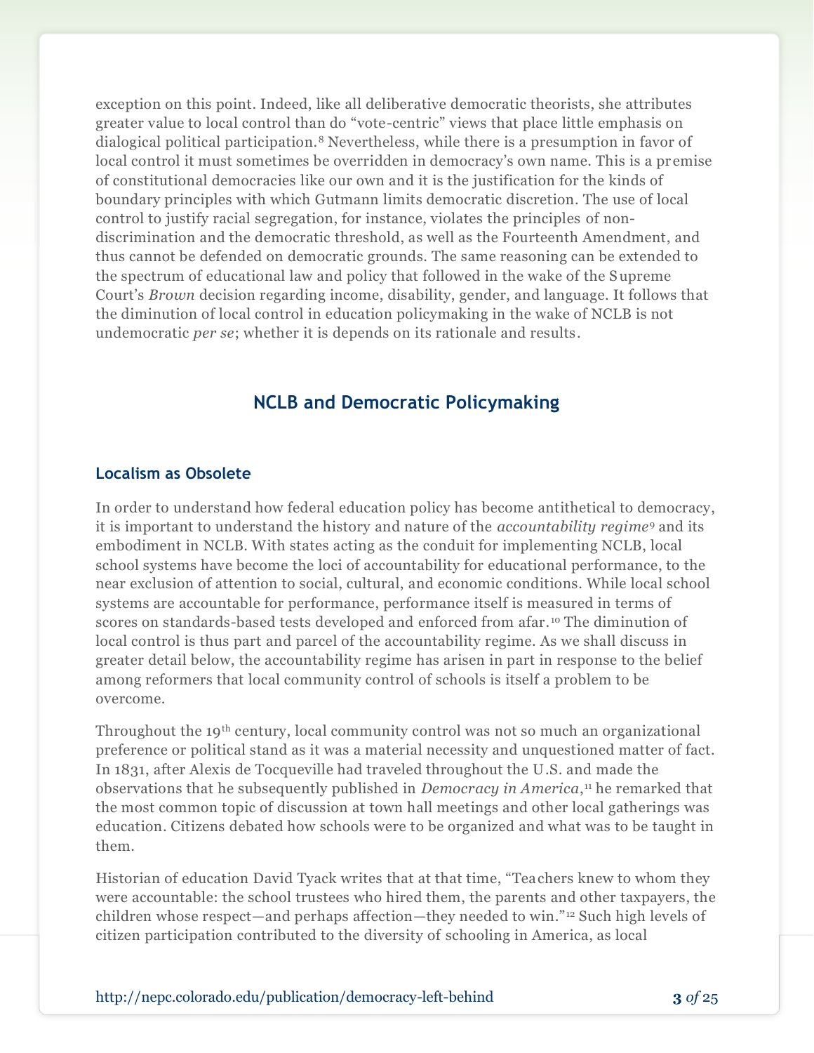exception on this point. Indeed, like all deliberative democratic theorists, she attributes greater value to local control than do "vote-centric" views that place little emphasis on dialogical political participation.[8] Nevertheless, while there is a presumption in favor of local control it must sometimes be overridden in democracy's own name. This is a premise of constitutional democracies like our own and it is the justification for the kinds of boundary principles with which Gutmann limits democratic discretion. The use of local control to justify racial segregation, for instance, violates the principles of non-discrimination and the democratic threshold, as well as the Fourteenth Amendment, and thus cannot be defended on democratic grounds. The same reasoning can be extended to the spectrum of educational law and policy that followed in the wake of the Supreme Court's *Brown* decision regarding income, disability, gender, and language. It follows that the diminution of local control in education policymaking in the wake of NCLB is not undemocratic *per se*; whether it is depends on its rationale and results.

## NCLB and Democratic Policymaking

### Localism as Obsolete

In order to understand how federal education policy has become antithetical to democracy, it is important to understand the history and nature of the *accountability regime*[9] and its embodiment in NCLB. With states acting as the conduit for implementing NCLB, local school systems have become the loci of accountability for educational performance, to the near exclusion of attention to social, cultural, and economic conditions. While local school systems are accountable for performance, performance itself is measured in terms of scores on standards-based tests developed and enforced from afar.[10] The diminution of local control is thus part and parcel of the accountability regime. As we shall discuss in greater detail below, the accountability regime has arisen in part in response to the belief among reformers that local community control of schools is itself a problem to be overcome.

Throughout the 19th century, local community control was not so much an organizational preference or political stand as it was a material necessity and unquestioned matter of fact. In 1831, after Alexis de Tocqueville had traveled throughout the U.S. and made the observations that he subsequently published in *Democracy in America*,[11] he remarked that the most common topic of discussion at town hall meetings and other local gatherings was education. Citizens debated how schools were to be organized and what was to be taught in them.

Historian of education David Tyack writes that at that time, "Teachers knew to whom they were accountable: the school trustees who hired them, the parents and other taxpayers, the children whose respect—and perhaps affection—they needed to win."[12] Such high levels of citizen participation contributed to the diversity of schooling in America, as local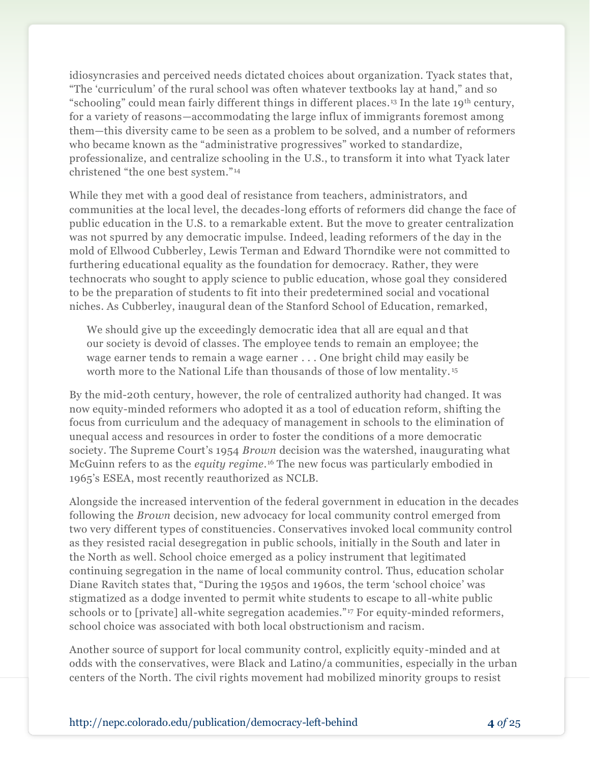idiosyncrasies and perceived needs dictated choices about organization. Tyack states that, "The 'curriculum' of the rural school was often whatever textbooks lay at hand," and so "schooling" could mean fairly different things in different places.[13] In the late 19th century, for a variety of reasons—accommodating the large influx of immigrants foremost among them—this diversity came to be seen as a problem to be solved, and a number of reformers who became known as the "administrative progressives" worked to standardize, professionalize, and centralize schooling in the U.S., to transform it into what Tyack later christened "the one best system."[14]

While they met with a good deal of resistance from teachers, administrators, and communities at the local level, the decades-long efforts of reformers did change the face of public education in the U.S. to a remarkable extent. But the move to greater centralization was not spurred by any democratic impulse. Indeed, leading reformers of the day in the mold of Ellwood Cubberley, Lewis Terman and Edward Thorndike were not committed to furthering educational equality as the foundation for democracy. Rather, they were technocrats who sought to apply science to public education, whose goal they considered to be the preparation of students to fit into their predetermined social and vocational niches. As Cubberley, inaugural dean of the Stanford School of Education, remarked,

> We should give up the exceedingly democratic idea that all are equal and that our society is devoid of classes. The employee tends to remain an employee; the wage earner tends to remain a wage earner . . . One bright child may easily be worth more to the National Life than thousands of those of low mentality.[15]

By the mid-20th century, however, the role of centralized authority had changed. It was now equity-minded reformers who adopted it as a tool of education reform, shifting the focus from curriculum and the adequacy of management in schools to the elimination of unequal access and resources in order to foster the conditions of a more democratic society. The Supreme Court's 1954 *Brown* decision was the watershed, inaugurating what McGuinn refers to as the *equity regime*.[16] The new focus was particularly embodied in 1965's ESEA, most recently reauthorized as NCLB.

Alongside the increased intervention of the federal government in education in the decades following the *Brown* decision, new advocacy for local community control emerged from two very different types of constituencies. Conservatives invoked local community control as they resisted racial desegregation in public schools, initially in the South and later in the North as well. School choice emerged as a policy instrument that legitimated continuing segregation in the name of local community control. Thus, education scholar Diane Ravitch states that, "During the 1950s and 1960s, the term 'school choice' was stigmatized as a dodge invented to permit white students to escape to all-white public schools or to [private] all-white segregation academies."[17] For equity-minded reformers, school choice was associated with both local obstructionism and racism.

Another source of support for local community control, explicitly equity-minded and at odds with the conservatives, were Black and Latino/a communities, especially in the urban centers of the North. The civil rights movement had mobilized minority groups to resist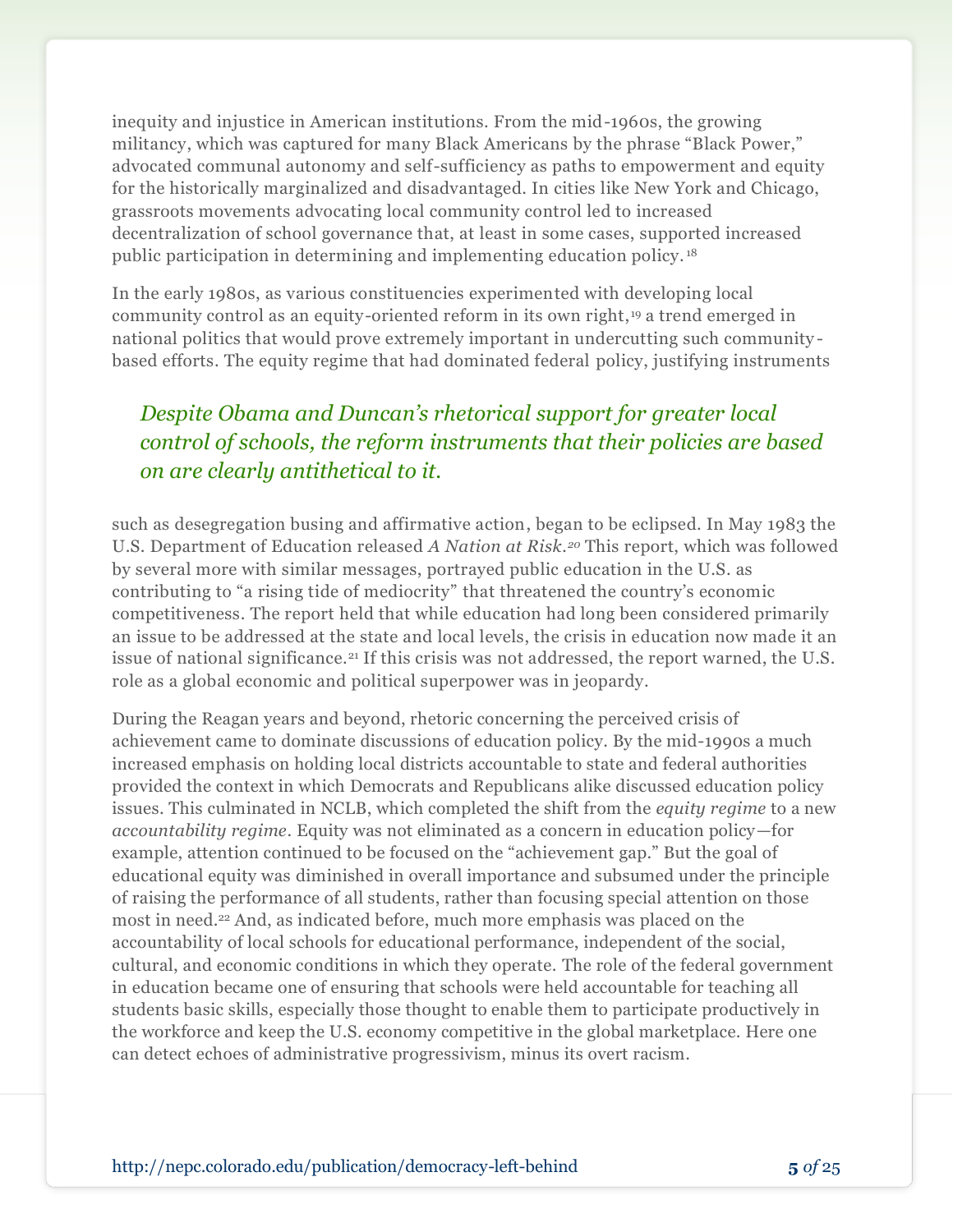inequity and injustice in American institutions. From the mid-1960s, the growing militancy, which was captured for many Black Americans by the phrase “Black Power,” advocated communal autonomy and self-sufficiency as paths to empowerment and equity for the historically marginalized and disadvantaged. In cities like New York and Chicago, grassroots movements advocating local community control led to increased decentralization of school governance that, at least in some cases, supported increased public participation in determining and implementing education policy.[18]

In the early 1980s, as various constituencies experimented with developing local community control as an equity-oriented reform in its own right,[19] a trend emerged in national politics that would prove extremely important in undercutting such community-based efforts. The equity regime that had dominated federal policy, justifying instruments such as desegregation busing and affirmative action, began to be eclipsed. In May 1983 the U.S. Department of Education released *A Nation at Risk*.[20] This report, which was followed by several more with similar messages, portrayed public education in the U.S. as contributing to “a rising tide of mediocrity” that threatened the country’s economic competitiveness. The report held that while education had long been considered primarily an issue to be addressed at the state and local levels, the crisis in education now made it an issue of national significance.[21] If this crisis was not addressed, the report warned, the U.S. role as a global economic and political superpower was in jeopardy.

> *Despite Obama and Duncan’s rhetorical support for greater local control of schools, the reform instruments that their policies are based on are clearly antithetical to it.*

During the Reagan years and beyond, rhetoric concerning the perceived crisis of achievement came to dominate discussions of education policy. By the mid-1990s a much increased emphasis on holding local districts accountable to state and federal authorities provided the context in which Democrats and Republicans alike discussed education policy issues. This culminated in NCLB, which completed the shift from the *equity regime* to a new *accountability regime*. Equity was not eliminated as a concern in education policy—for example, attention continued to be focused on the “achievement gap.” But the goal of educational equity was diminished in overall importance and subsumed under the principle of raising the performance of all students, rather than focusing special attention on those most in need.[22] And, as indicated before, much more emphasis was placed on the accountability of local schools for educational performance, independent of the social, cultural, and economic conditions in which they operate. The role of the federal government in education became one of ensuring that schools were held accountable for teaching all students basic skills, especially those thought to enable them to participate productively in the workforce and keep the U.S. economy competitive in the global marketplace. Here one can detect echoes of administrative progressivism, minus its overt racism.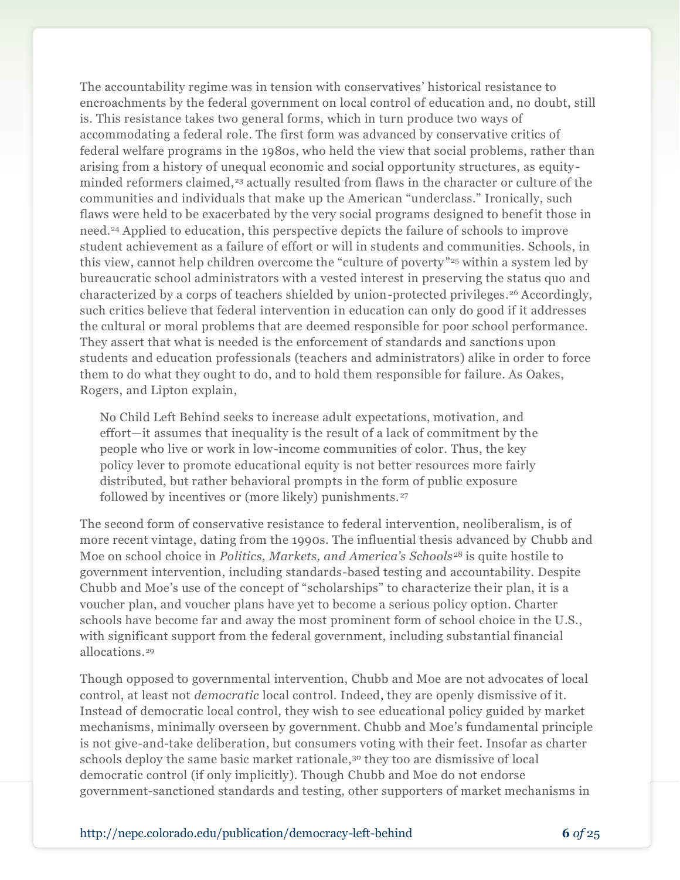The accountability regime was in tension with conservatives' historical resistance to encroachments by the federal government on local control of education and, no doubt, still is. This resistance takes two general forms, which in turn produce two ways of accommodating a federal role. The first form was advanced by conservative critics of federal welfare programs in the 1980s, who held the view that social problems, rather than arising from a history of unequal economic and social opportunity structures, as equity-minded reformers claimed,[23] actually resulted from flaws in the character or culture of the communities and individuals that make up the American "underclass." Ironically, such flaws were held to be exacerbated by the very social programs designed to benefit those in need.[24] Applied to education, this perspective depicts the failure of schools to improve student achievement as a failure of effort or will in students and communities. Schools, in this view, cannot help children overcome the "culture of poverty"[25] within a system led by bureaucratic school administrators with a vested interest in preserving the status quo and characterized by a corps of teachers shielded by union-protected privileges.[26] Accordingly, such critics believe that federal intervention in education can only do good if it addresses the cultural or moral problems that are deemed responsible for poor school performance. They assert that what is needed is the enforcement of standards and sanctions upon students and education professionals (teachers and administrators) alike in order to force them to do what they ought to do, and to hold them responsible for failure. As Oakes, Rogers, and Lipton explain,

> No Child Left Behind seeks to increase adult expectations, motivation, and effort—it assumes that inequality is the result of a lack of commitment by the people who live or work in low-income communities of color. Thus, the key policy lever to promote educational equity is not better resources more fairly distributed, but rather behavioral prompts in the form of public exposure followed by incentives or (more likely) punishments.[27]

The second form of conservative resistance to federal intervention, neoliberalism, is of more recent vintage, dating from the 1990s. The influential thesis advanced by Chubb and Moe on school choice in *Politics, Markets, and America's Schools*[28] is quite hostile to government intervention, including standards-based testing and accountability. Despite Chubb and Moe's use of the concept of "scholarships" to characterize their plan, it is a voucher plan, and voucher plans have yet to become a serious policy option. Charter schools have become far and away the most prominent form of school choice in the U.S., with significant support from the federal government, including substantial financial allocations.[29]

Though opposed to governmental intervention, Chubb and Moe are not advocates of local control, at least not *democratic* local control. Indeed, they are openly dismissive of it. Instead of democratic local control, they wish to see educational policy guided by market mechanisms, minimally overseen by government. Chubb and Moe's fundamental principle is not give-and-take deliberation, but consumers voting with their feet. Insofar as charter schools deploy the same basic market rationale,[30] they too are dismissive of local democratic control (if only implicitly). Though Chubb and Moe do not endorse government-sanctioned standards and testing, other supporters of market mechanisms in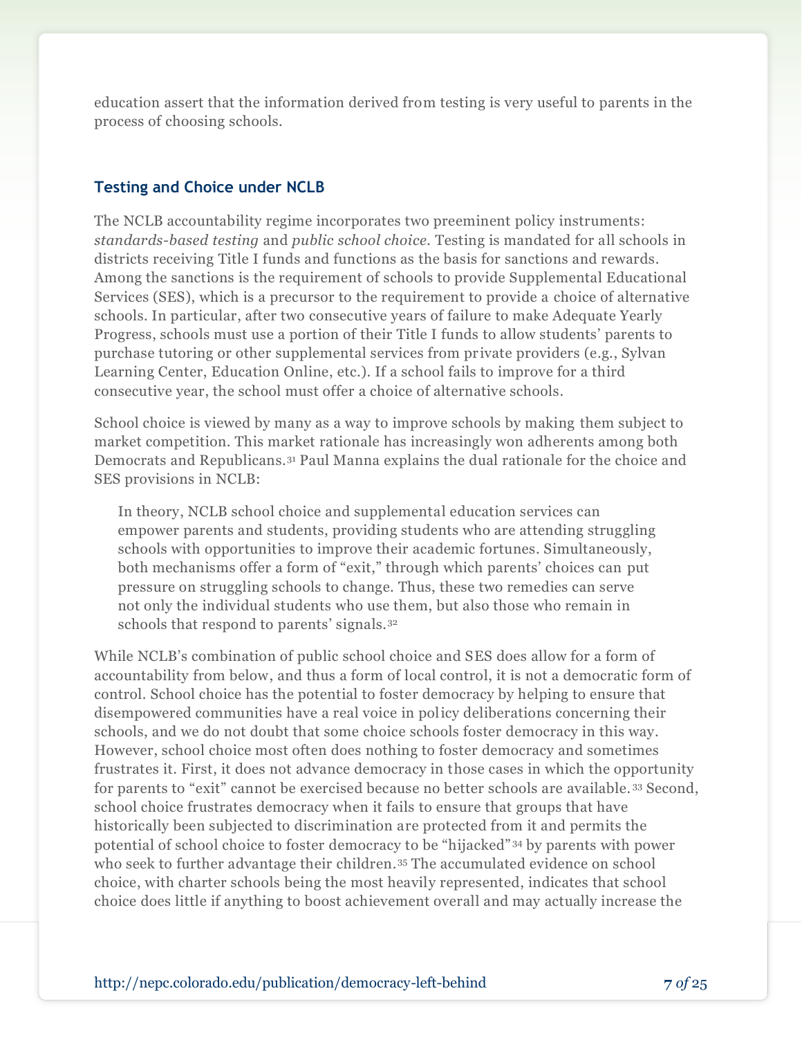education assert that the information derived from testing is very useful to parents in the process of choosing schools.

### Testing and Choice under NCLB

The NCLB accountability regime incorporates two preeminent policy instruments: *standards-based testing* and *public school choice*. Testing is mandated for all schools in districts receiving Title I funds and functions as the basis for sanctions and rewards. Among the sanctions is the requirement of schools to provide Supplemental Educational Services (SES), which is a precursor to the requirement to provide a choice of alternative schools. In particular, after two consecutive years of failure to make Adequate Yearly Progress, schools must use a portion of their Title I funds to allow students' parents to purchase tutoring or other supplemental services from private providers (e.g., Sylvan Learning Center, Education Online, etc.). If a school fails to improve for a third consecutive year, the school must offer a choice of alternative schools.

School choice is viewed by many as a way to improve schools by making them subject to market competition. This market rationale has increasingly won adherents among both Democrats and Republicans.[31] Paul Manna explains the dual rationale for the choice and SES provisions in NCLB:

> In theory, NCLB school choice and supplemental education services can empower parents and students, providing students who are attending struggling schools with opportunities to improve their academic fortunes. Simultaneously, both mechanisms offer a form of "exit," through which parents' choices can put pressure on struggling schools to change. Thus, these two remedies can serve not only the individual students who use them, but also those who remain in schools that respond to parents' signals.[32]

While NCLB's combination of public school choice and SES does allow for a form of accountability from below, and thus a form of local control, it is not a democratic form of control. School choice has the potential to foster democracy by helping to ensure that disempowered communities have a real voice in policy deliberations concerning their schools, and we do not doubt that some choice schools foster democracy in this way. However, school choice most often does nothing to foster democracy and sometimes frustrates it. First, it does not advance democracy in those cases in which the opportunity for parents to "exit" cannot be exercised because no better schools are available.[33] Second, school choice frustrates democracy when it fails to ensure that groups that have historically been subjected to discrimination are protected from it and permits the potential of school choice to foster democracy to be "hijacked"[34] by parents with power who seek to further advantage their children.[35] The accumulated evidence on school choice, with charter schools being the most heavily represented, indicates that school choice does little if anything to boost achievement overall and may actually increase the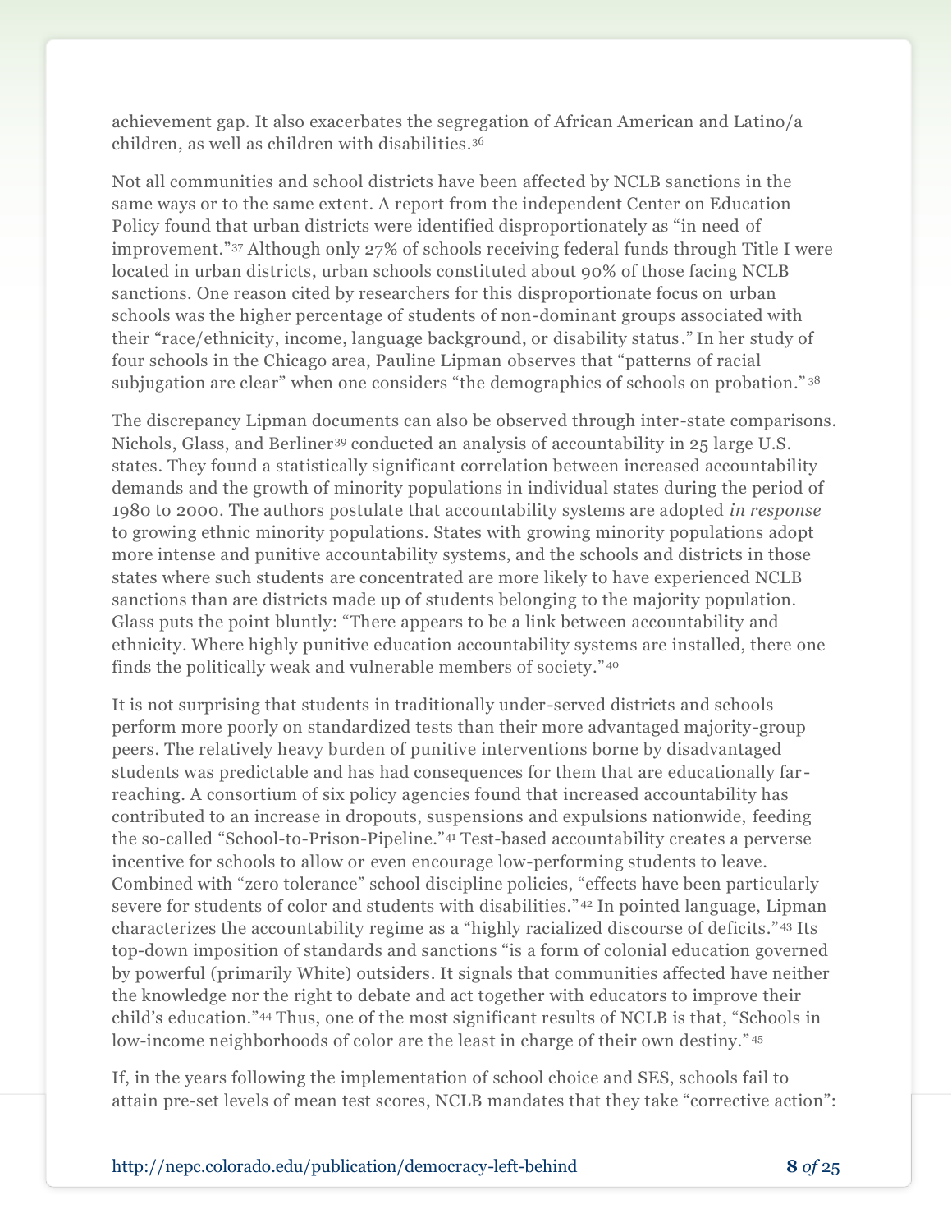achievement gap. It also exacerbates the segregation of African American and Latino/a children, as well as children with disabilities.[36]

Not all communities and school districts have been affected by NCLB sanctions in the same ways or to the same extent. A report from the independent Center on Education Policy found that urban districts were identified disproportionately as "in need of improvement."[37] Although only 27% of schools receiving federal funds through Title I were located in urban districts, urban schools constituted about 90% of those facing NCLB sanctions. One reason cited by researchers for this disproportionate focus on urban schools was the higher percentage of students of non-dominant groups associated with their "race/ethnicity, income, language background, or disability status." In her study of four schools in the Chicago area, Pauline Lipman observes that "patterns of racial subjugation are clear" when one considers "the demographics of schools on probation."[38]

The discrepancy Lipman documents can also be observed through inter-state comparisons. Nichols, Glass, and Berliner[39] conducted an analysis of accountability in 25 large U.S. states. They found a statistically significant correlation between increased accountability demands and the growth of minority populations in individual states during the period of 1980 to 2000. The authors postulate that accountability systems are adopted *in response* to growing ethnic minority populations. States with growing minority populations adopt more intense and punitive accountability systems, and the schools and districts in those states where such students are concentrated are more likely to have experienced NCLB sanctions than are districts made up of students belonging to the majority population. Glass puts the point bluntly: "There appears to be a link between accountability and ethnicity. Where highly punitive education accountability systems are installed, there one finds the politically weak and vulnerable members of society."[40]

It is not surprising that students in traditionally under-served districts and schools perform more poorly on standardized tests than their more advantaged majority-group peers. The relatively heavy burden of punitive interventions borne by disadvantaged students was predictable and has had consequences for them that are educationally far-reaching. A consortium of six policy agencies found that increased accountability has contributed to an increase in dropouts, suspensions and expulsions nationwide, feeding the so-called "School-to-Prison-Pipeline."[41] Test-based accountability creates a perverse incentive for schools to allow or even encourage low-performing students to leave. Combined with "zero tolerance" school discipline policies, "effects have been particularly severe for students of color and students with disabilities."[42] In pointed language, Lipman characterizes the accountability regime as a "highly racialized discourse of deficits."[43] Its top-down imposition of standards and sanctions "is a form of colonial education governed by powerful (primarily White) outsiders. It signals that communities affected have neither the knowledge nor the right to debate and act together with educators to improve their child's education."[44] Thus, one of the most significant results of NCLB is that, "Schools in low-income neighborhoods of color are the least in charge of their own destiny."[45]

If, in the years following the implementation of school choice and SES, schools fail to attain pre-set levels of mean test scores, NCLB mandates that they take "corrective action":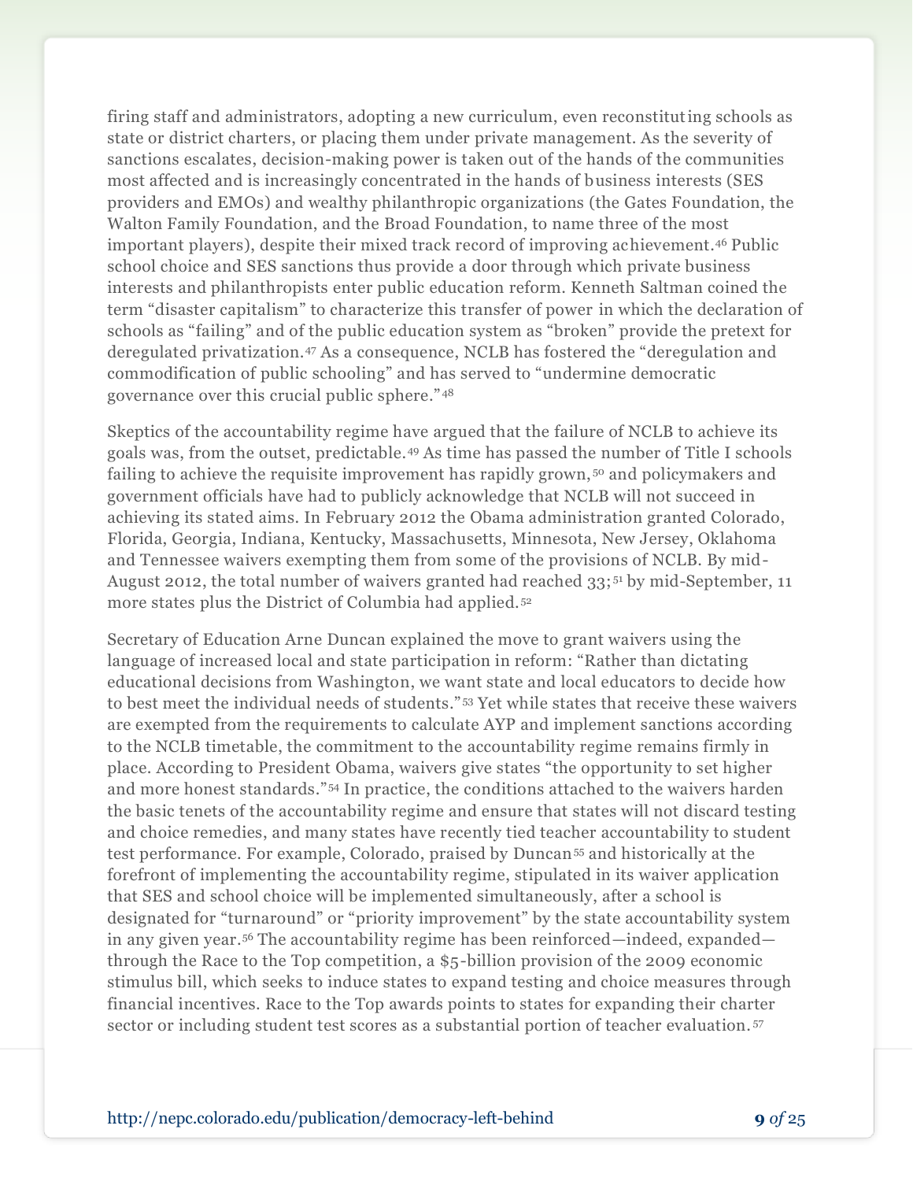firing staff and administrators, adopting a new curriculum, even reconstituting schools as state or district charters, or placing them under private management. As the severity of sanctions escalates, decision-making power is taken out of the hands of the communities most affected and is increasingly concentrated in the hands of business interests (SES providers and EMOs) and wealthy philanthropic organizations (the Gates Foundation, the Walton Family Foundation, and the Broad Foundation, to name three of the most important players), despite their mixed track record of improving achievement.[46] Public school choice and SES sanctions thus provide a door through which private business interests and philanthropists enter public education reform. Kenneth Saltman coined the term "disaster capitalism" to characterize this transfer of power in which the declaration of schools as "failing" and of the public education system as "broken" provide the pretext for deregulated privatization.[47] As a consequence, NCLB has fostered the "deregulation and commodification of public schooling" and has served to "undermine democratic governance over this crucial public sphere."[48]

Skeptics of the accountability regime have argued that the failure of NCLB to achieve its goals was, from the outset, predictable.[49] As time has passed the number of Title I schools failing to achieve the requisite improvement has rapidly grown,[50] and policymakers and government officials have had to publicly acknowledge that NCLB will not succeed in achieving its stated aims. In February 2012 the Obama administration granted Colorado, Florida, Georgia, Indiana, Kentucky, Massachusetts, Minnesota, New Jersey, Oklahoma and Tennessee waivers exempting them from some of the provisions of NCLB. By mid-August 2012, the total number of waivers granted had reached 33;[51] by mid-September, 11 more states plus the District of Columbia had applied.[52]

Secretary of Education Arne Duncan explained the move to grant waivers using the language of increased local and state participation in reform: "Rather than dictating educational decisions from Washington, we want state and local educators to decide how to best meet the individual needs of students."[53] Yet while states that receive these waivers are exempted from the requirements to calculate AYP and implement sanctions according to the NCLB timetable, the commitment to the accountability regime remains firmly in place. According to President Obama, waivers give states "the opportunity to set higher and more honest standards."[54] In practice, the conditions attached to the waivers harden the basic tenets of the accountability regime and ensure that states will not discard testing and choice remedies, and many states have recently tied teacher accountability to student test performance. For example, Colorado, praised by Duncan[55] and historically at the forefront of implementing the accountability regime, stipulated in its waiver application that SES and school choice will be implemented simultaneously, after a school is designated for "turnaround" or "priority improvement" by the state accountability system in any given year.[56] The accountability regime has been reinforced—indeed, expanded—through the Race to the Top competition, a $5-billion provision of the 2009 economic stimulus bill, which seeks to induce states to expand testing and choice measures through financial incentives. Race to the Top awards points to states for expanding their charter sector or including student test scores as a substantial portion of teacher evaluation.[57]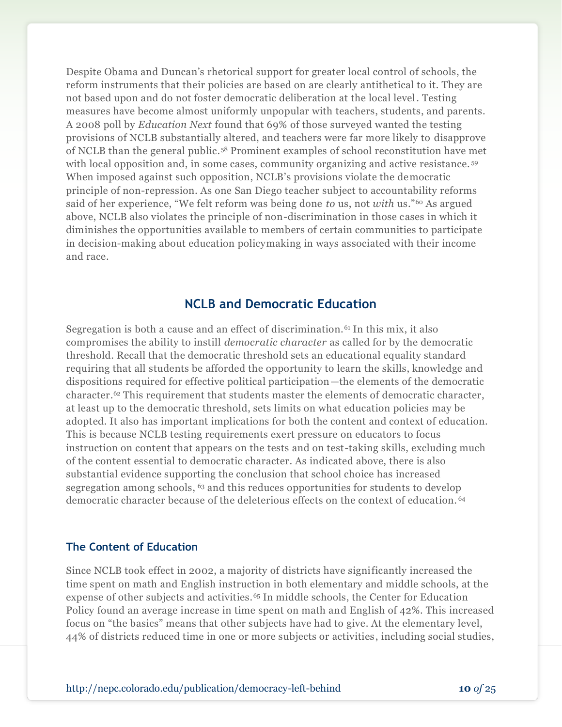Despite Obama and Duncan's rhetorical support for greater local control of schools, the reform instruments that their policies are based on are clearly antithetical to it. They are not based upon and do not foster democratic deliberation at the local level. Testing measures have become almost uniformly unpopular with teachers, students, and parents. A 2008 poll by *Education Next* found that 69% of those surveyed wanted the testing provisions of NCLB substantially altered, and teachers were far more likely to disapprove of NCLB than the general public.[58] Prominent examples of school reconstitution have met with local opposition and, in some cases, community organizing and active resistance.[59] When imposed against such opposition, NCLB's provisions violate the democratic principle of non-repression. As one San Diego teacher subject to accountability reforms said of her experience, "We felt reform was being done *to* us, not *with* us."[60] As argued above, NCLB also violates the principle of non-discrimination in those cases in which it diminishes the opportunities available to members of certain communities to participate in decision-making about education policymaking in ways associated with their income and race.

## NCLB and Democratic Education

Segregation is both a cause and an effect of discrimination.[61] In this mix, it also compromises the ability to instill *democratic character* as called for by the democratic threshold. Recall that the democratic threshold sets an educational equality standard requiring that all students be afforded the opportunity to learn the skills, knowledge and dispositions required for effective political participation—the elements of the democratic character.[62] This requirement that students master the elements of democratic character, at least up to the democratic threshold, sets limits on what education policies may be adopted. It also has important implications for both the content and context of education. This is because NCLB testing requirements exert pressure on educators to focus instruction on content that appears on the tests and on test-taking skills, excluding much of the content essential to democratic character. As indicated above, there is also substantial evidence supporting the conclusion that school choice has increased segregation among schools,[63] and this reduces opportunities for students to develop democratic character because of the deleterious effects on the context of education.[64]

### The Content of Education

Since NCLB took effect in 2002, a majority of districts have significantly increased the time spent on math and English instruction in both elementary and middle schools, at the expense of other subjects and activities.[65] In middle schools, the Center for Education Policy found an average increase in time spent on math and English of 42%. This increased focus on "the basics" means that other subjects have had to give. At the elementary level, 44% of districts reduced time in one or more subjects or activities, including social studies,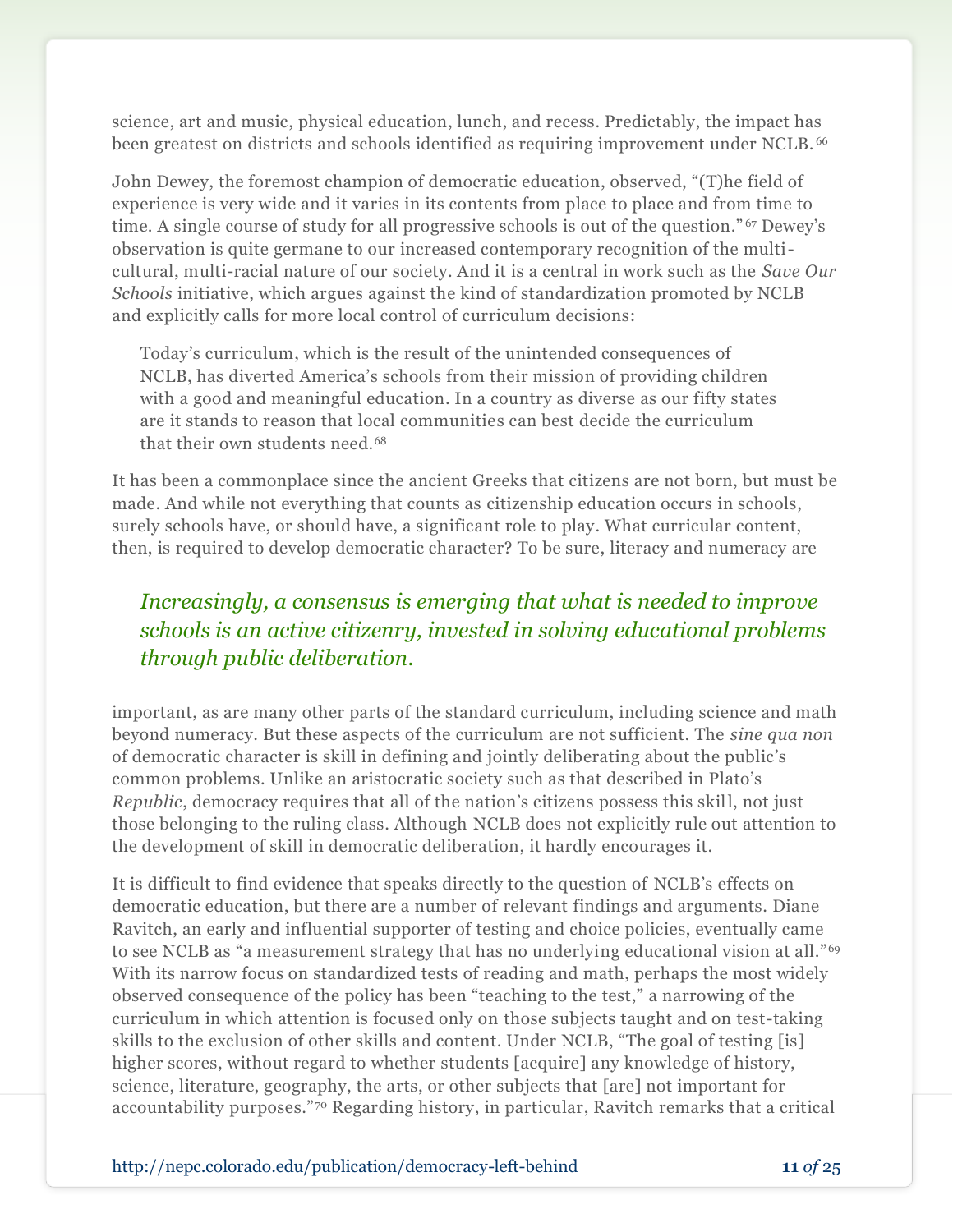science, art and music, physical education, lunch, and recess. Predictably, the impact has been greatest on districts and schools identified as requiring improvement under NCLB.[66]

John Dewey, the foremost champion of democratic education, observed, "(T)he field of experience is very wide and it varies in its contents from place to place and from time to time. A single course of study for all progressive schools is out of the question."[67] Dewey's observation is quite germane to our increased contemporary recognition of the multi-cultural, multi-racial nature of our society. And it is a central in work such as the *Save Our Schools* initiative, which argues against the kind of standardization promoted by NCLB and explicitly calls for more local control of curriculum decisions:

> Today's curriculum, which is the result of the unintended consequences of NCLB, has diverted America's schools from their mission of providing children with a good and meaningful education. In a country as diverse as our fifty states are it stands to reason that local communities can best decide the curriculum that their own students need.[68]

It has been a commonplace since the ancient Greeks that citizens are not born, but must be made. And while not everything that counts as citizenship education occurs in schools, surely schools have, or should have, a significant role to play. What curricular content, then, is required to develop democratic character? To be sure, literacy and numeracy are important, as are many other parts of the standard curriculum, including science and math beyond numeracy. But these aspects of the curriculum are not sufficient. The *sine qua non* of democratic character is skill in defining and jointly deliberating about the public's common problems. Unlike an aristocratic society such as that described in Plato's *Republic*, democracy requires that all of the nation's citizens possess this skill, not just those belonging to the ruling class. Although NCLB does not explicitly rule out attention to the development of skill in democratic deliberation, it hardly encourages it.

> *Increasingly, a consensus is emerging that what is needed to improve schools is an active citizenry, invested in solving educational problems through public deliberation.*

It is difficult to find evidence that speaks directly to the question of NCLB's effects on democratic education, but there are a number of relevant findings and arguments. Diane Ravitch, an early and influential supporter of testing and choice policies, eventually came to see NCLB as "a measurement strategy that has no underlying educational vision at all."[69] With its narrow focus on standardized tests of reading and math, perhaps the most widely observed consequence of the policy has been "teaching to the test," a narrowing of the curriculum in which attention is focused only on those subjects taught and on test-taking skills to the exclusion of other skills and content. Under NCLB, "The goal of testing [is] higher scores, without regard to whether students [acquire] any knowledge of history, science, literature, geography, the arts, or other subjects that [are] not important for accountability purposes."[70] Regarding history, in particular, Ravitch remarks that a critical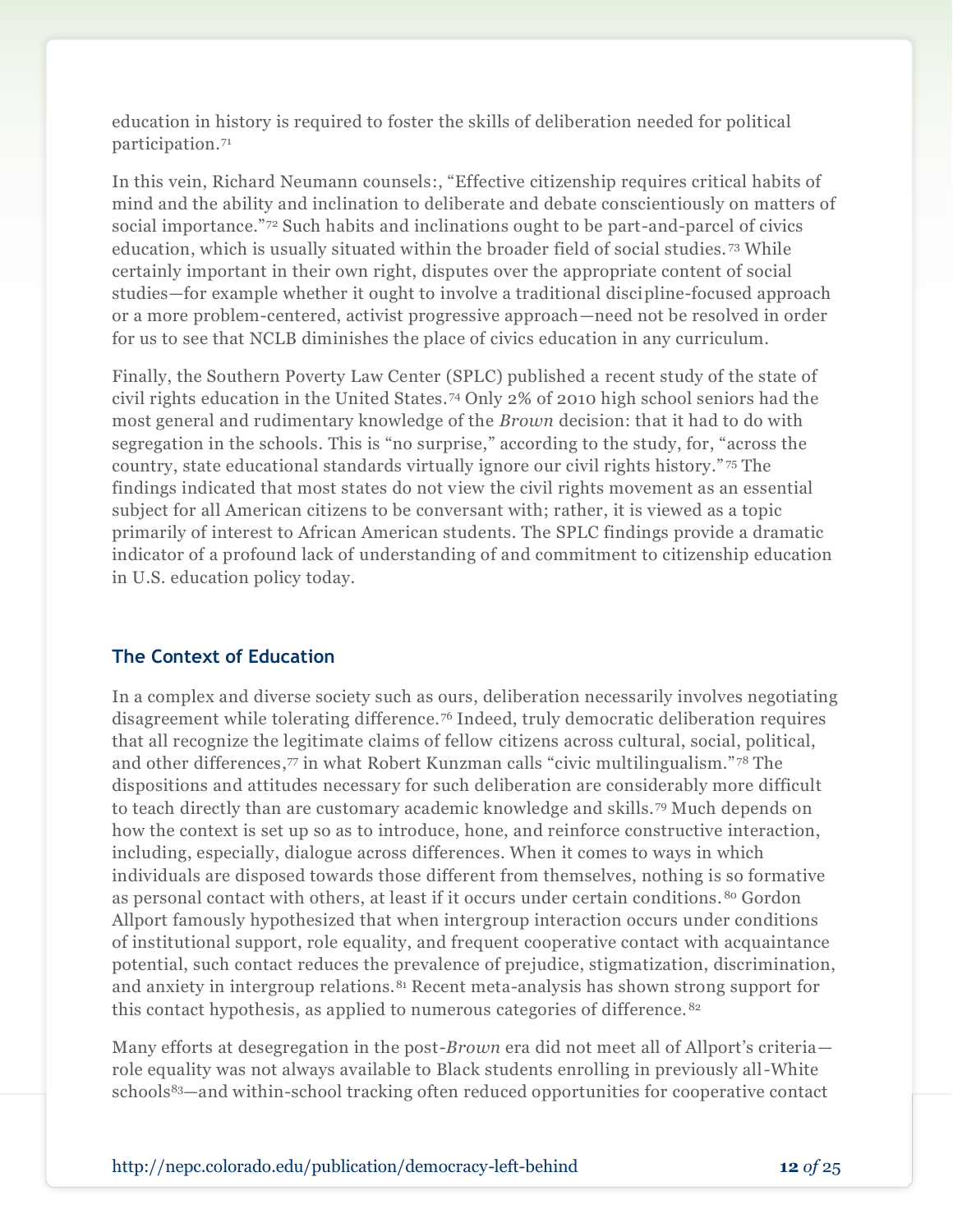education in history is required to foster the skills of deliberation needed for political participation.[71]

In this vein, Richard Neumann counsels:, "Effective citizenship requires critical habits of mind and the ability and inclination to deliberate and debate conscientiously on matters of social importance."[72] Such habits and inclinations ought to be part-and-parcel of civics education, which is usually situated within the broader field of social studies.[73] While certainly important in their own right, disputes over the appropriate content of social studies—for example whether it ought to involve a traditional discipline-focused approach or a more problem-centered, activist progressive approach—need not be resolved in order for us to see that NCLB diminishes the place of civics education in any curriculum.

Finally, the Southern Poverty Law Center (SPLC) published a recent study of the state of civil rights education in the United States.[74] Only 2% of 2010 high school seniors had the most general and rudimentary knowledge of the *Brown* decision: that it had to do with segregation in the schools. This is "no surprise," according to the study, for, "across the country, state educational standards virtually ignore our civil rights history."[75] The findings indicated that most states do not view the civil rights movement as an essential subject for all American citizens to be conversant with; rather, it is viewed as a topic primarily of interest to African American students. The SPLC findings provide a dramatic indicator of a profound lack of understanding of and commitment to citizenship education in U.S. education policy today.

## The Context of Education

In a complex and diverse society such as ours, deliberation necessarily involves negotiating disagreement while tolerating difference.[76] Indeed, truly democratic deliberation requires that all recognize the legitimate claims of fellow citizens across cultural, social, political, and other differences,[77] in what Robert Kunzman calls "civic multilingualism."[78] The dispositions and attitudes necessary for such deliberation are considerably more difficult to teach directly than are customary academic knowledge and skills.[79] Much depends on how the context is set up so as to introduce, hone, and reinforce constructive interaction, including, especially, dialogue across differences. When it comes to ways in which individuals are disposed towards those different from themselves, nothing is so formative as personal contact with others, at least if it occurs under certain conditions.[80] Gordon Allport famously hypothesized that when intergroup interaction occurs under conditions of institutional support, role equality, and frequent cooperative contact with acquaintance potential, such contact reduces the prevalence of prejudice, stigmatization, discrimination, and anxiety in intergroup relations.[81] Recent meta-analysis has shown strong support for this contact hypothesis, as applied to numerous categories of difference.[82]

Many efforts at desegregation in the post-*Brown* era did not meet all of Allport's criteria—role equality was not always available to Black students enrolling in previously all-White schools[83]—and within-school tracking often reduced opportunities for cooperative contact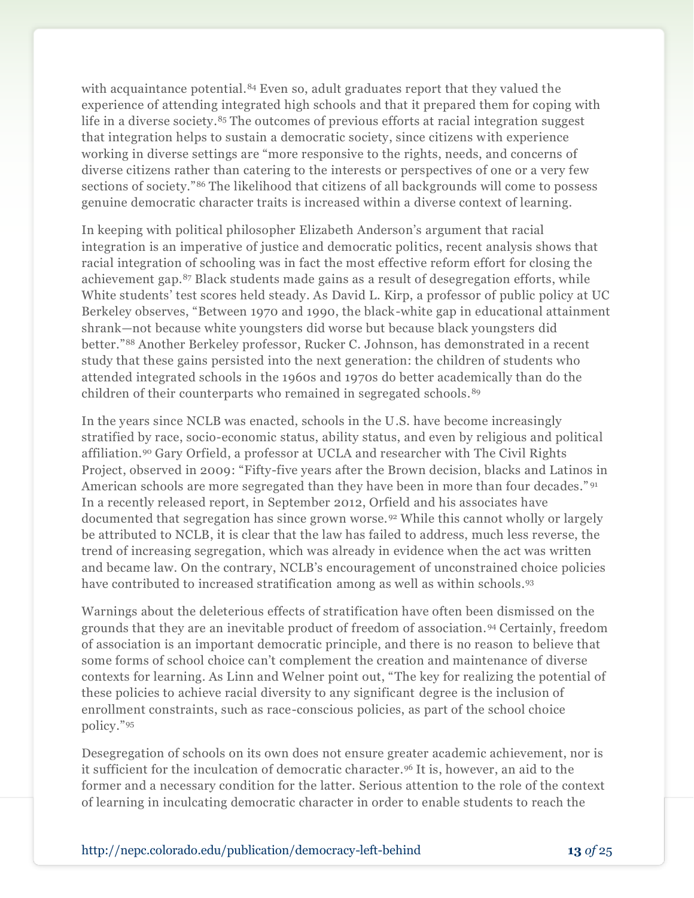with acquaintance potential.[84] Even so, adult graduates report that they valued the experience of attending integrated high schools and that it prepared them for coping with life in a diverse society.[85] The outcomes of previous efforts at racial integration suggest that integration helps to sustain a democratic society, since citizens with experience working in diverse settings are "more responsive to the rights, needs, and concerns of diverse citizens rather than catering to the interests or perspectives of one or a very few sections of society."[86] The likelihood that citizens of all backgrounds will come to possess genuine democratic character traits is increased within a diverse context of learning.

In keeping with political philosopher Elizabeth Anderson's argument that racial integration is an imperative of justice and democratic politics, recent analysis shows that racial integration of schooling was in fact the most effective reform effort for closing the achievement gap.[87] Black students made gains as a result of desegregation efforts, while White students' test scores held steady. As David L. Kirp, a professor of public policy at UC Berkeley observes, "Between 1970 and 1990, the black-white gap in educational attainment shrank—not because white youngsters did worse but because black youngsters did better."[88] Another Berkeley professor, Rucker C. Johnson, has demonstrated in a recent study that these gains persisted into the next generation: the children of students who attended integrated schools in the 1960s and 1970s do better academically than do the children of their counterparts who remained in segregated schools.[89]

In the years since NCLB was enacted, schools in the U.S. have become increasingly stratified by race, socio-economic status, ability status, and even by religious and political affiliation.[90] Gary Orfield, a professor at UCLA and researcher with The Civil Rights Project, observed in 2009: "Fifty-five years after the Brown decision, blacks and Latinos in American schools are more segregated than they have been in more than four decades."[91] In a recently released report, in September 2012, Orfield and his associates have documented that segregation has since grown worse.[92] While this cannot wholly or largely be attributed to NCLB, it is clear that the law has failed to address, much less reverse, the trend of increasing segregation, which was already in evidence when the act was written and became law. On the contrary, NCLB's encouragement of unconstrained choice policies have contributed to increased stratification among as well as within schools.[93]

Warnings about the deleterious effects of stratification have often been dismissed on the grounds that they are an inevitable product of freedom of association.[94] Certainly, freedom of association is an important democratic principle, and there is no reason to believe that some forms of school choice can't complement the creation and maintenance of diverse contexts for learning. As Linn and Welner point out, "The key for realizing the potential of these policies to achieve racial diversity to any significant degree is the inclusion of enrollment constraints, such as race-conscious policies, as part of the school choice policy."[95]

Desegregation of schools on its own does not ensure greater academic achievement, nor is it sufficient for the inculcation of democratic character.[96] It is, however, an aid to the former and a necessary condition for the latter. Serious attention to the role of the context of learning in inculcating democratic character in order to enable students to reach the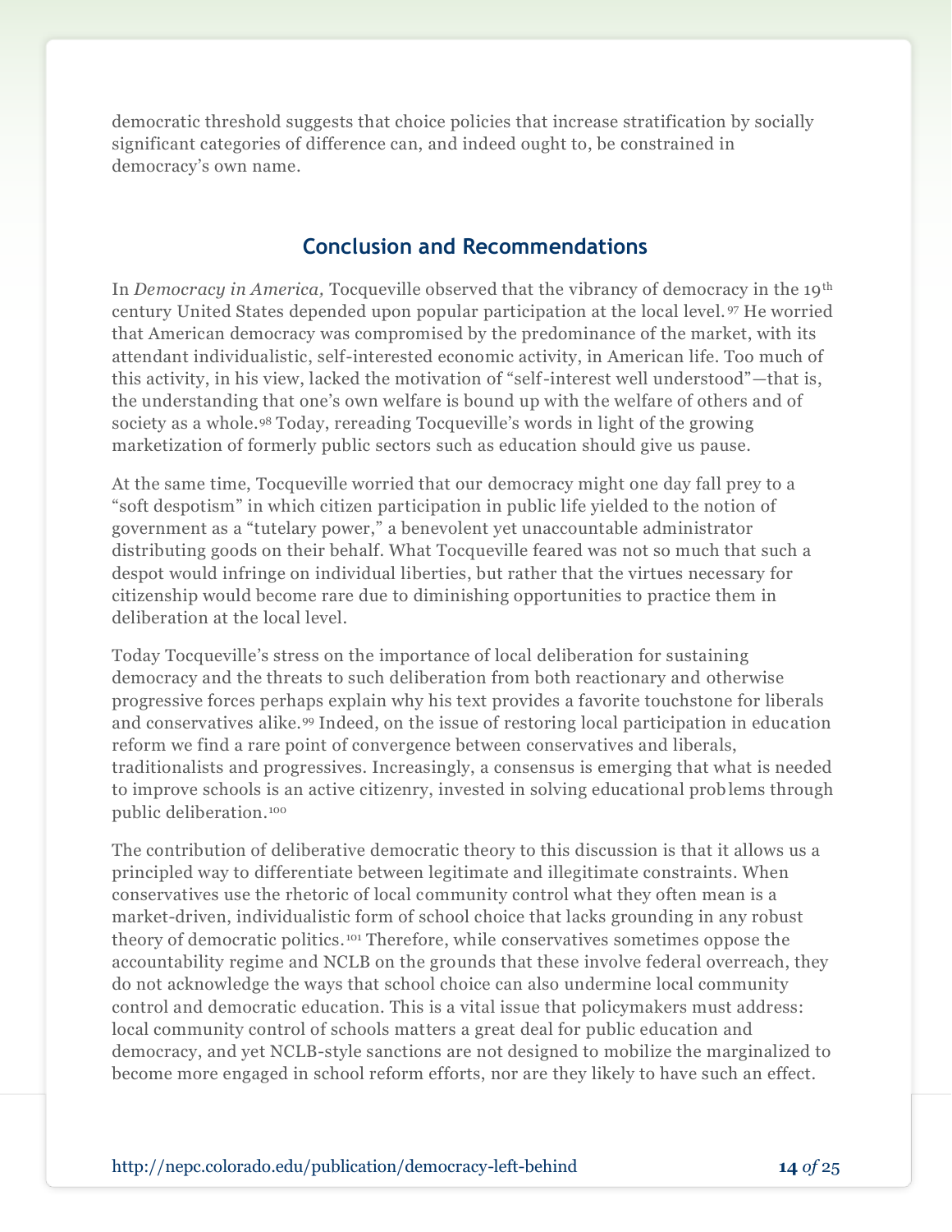democratic threshold suggests that choice policies that increase stratification by socially significant categories of difference can, and indeed ought to, be constrained in democracy's own name.

## Conclusion and Recommendations

In *Democracy in America,* Tocqueville observed that the vibrancy of democracy in the 19th century United States depended upon popular participation at the local level.[97] He worried that American democracy was compromised by the predominance of the market, with its attendant individualistic, self-interested economic activity, in American life. Too much of this activity, in his view, lacked the motivation of "self-interest well understood"—that is, the understanding that one's own welfare is bound up with the welfare of others and of society as a whole.[98] Today, rereading Tocqueville's words in light of the growing marketization of formerly public sectors such as education should give us pause.

At the same time, Tocqueville worried that our democracy might one day fall prey to a "soft despotism" in which citizen participation in public life yielded to the notion of government as a "tutelary power," a benevolent yet unaccountable administrator distributing goods on their behalf. What Tocqueville feared was not so much that such a despot would infringe on individual liberties, but rather that the virtues necessary for citizenship would become rare due to diminishing opportunities to practice them in deliberation at the local level.

Today Tocqueville's stress on the importance of local deliberation for sustaining democracy and the threats to such deliberation from both reactionary and otherwise progressive forces perhaps explain why his text provides a favorite touchstone for liberals and conservatives alike.[99] Indeed, on the issue of restoring local participation in education reform we find a rare point of convergence between conservatives and liberals, traditionalists and progressives. Increasingly, a consensus is emerging that what is needed to improve schools is an active citizenry, invested in solving educational problems through public deliberation.[100]

The contribution of deliberative democratic theory to this discussion is that it allows us a principled way to differentiate between legitimate and illegitimate constraints. When conservatives use the rhetoric of local community control what they often mean is a market-driven, individualistic form of school choice that lacks grounding in any robust theory of democratic politics.[101] Therefore, while conservatives sometimes oppose the accountability regime and NCLB on the grounds that these involve federal overreach, they do not acknowledge the ways that school choice can also undermine local community control and democratic education. This is a vital issue that policymakers must address: local community control of schools matters a great deal for public education and democracy, and yet NCLB-style sanctions are not designed to mobilize the marginalized to become more engaged in school reform efforts, nor are they likely to have such an effect.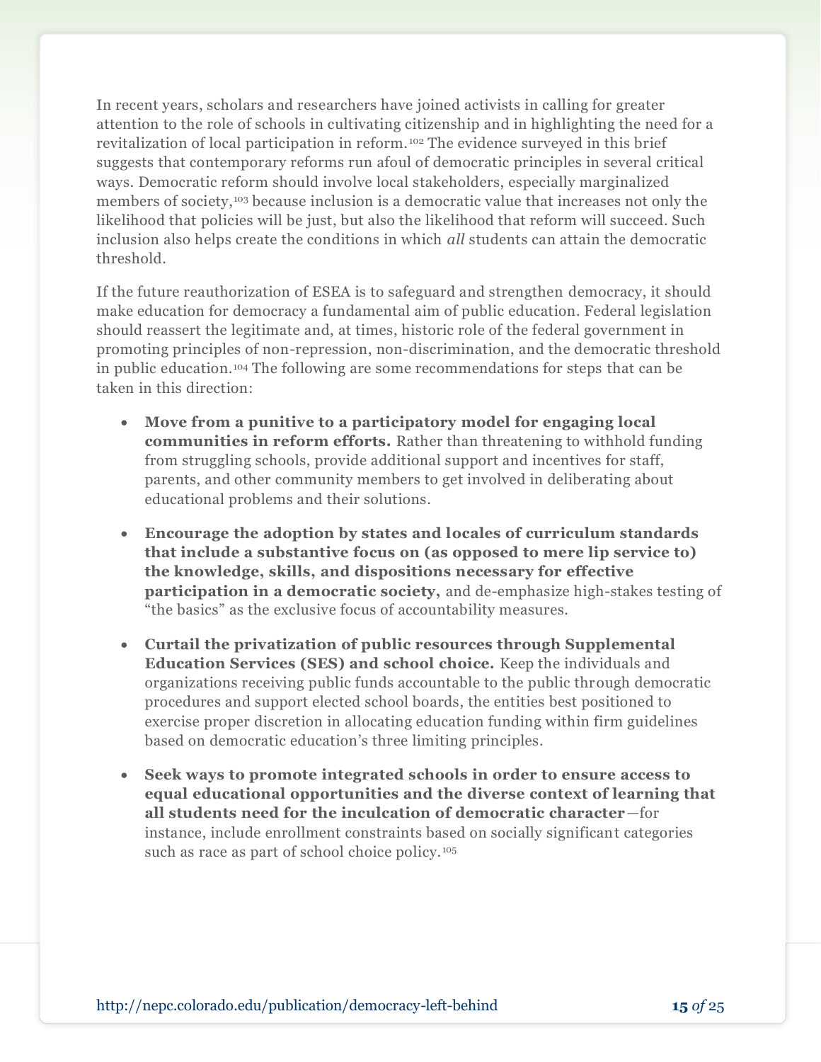In recent years, scholars and researchers have joined activists in calling for greater attention to the role of schools in cultivating citizenship and in highlighting the need for a revitalization of local participation in reform.[102] The evidence surveyed in this brief suggests that contemporary reforms run afoul of democratic principles in several critical ways. Democratic reform should involve local stakeholders, especially marginalized members of society,[103] because inclusion is a democratic value that increases not only the likelihood that policies will be just, but also the likelihood that reform will succeed. Such inclusion also helps create the conditions in which *all* students can attain the democratic threshold.

If the future reauthorization of ESEA is to safeguard and strengthen democracy, it should make education for democracy a fundamental aim of public education. Federal legislation should reassert the legitimate and, at times, historic role of the federal government in promoting principles of non-repression, non-discrimination, and the democratic threshold in public education.[104] The following are some recommendations for steps that can be taken in this direction:

- **Move from a punitive to a participatory model for engaging local communities in reform efforts.** Rather than threatening to withhold funding from struggling schools, provide additional support and incentives for staff, parents, and other community members to get involved in deliberating about educational problems and their solutions.
- **Encourage the adoption by states and locales of curriculum standards that include a substantive focus on (as opposed to mere lip service to) the knowledge, skills, and dispositions necessary for effective participation in a democratic society,** and de-emphasize high-stakes testing of "the basics" as the exclusive focus of accountability measures.
- **Curtail the privatization of public resources through Supplemental Education Services (SES) and school choice.** Keep the individuals and organizations receiving public funds accountable to the public through democratic procedures and support elected school boards, the entities best positioned to exercise proper discretion in allocating education funding within firm guidelines based on democratic education's three limiting principles.
- **Seek ways to promote integrated schools in order to ensure access to equal educational opportunities and the diverse context of learning that all students need for the inculcation of democratic character**—for instance, include enrollment constraints based on socially significant categories such as race as part of school choice policy.[105]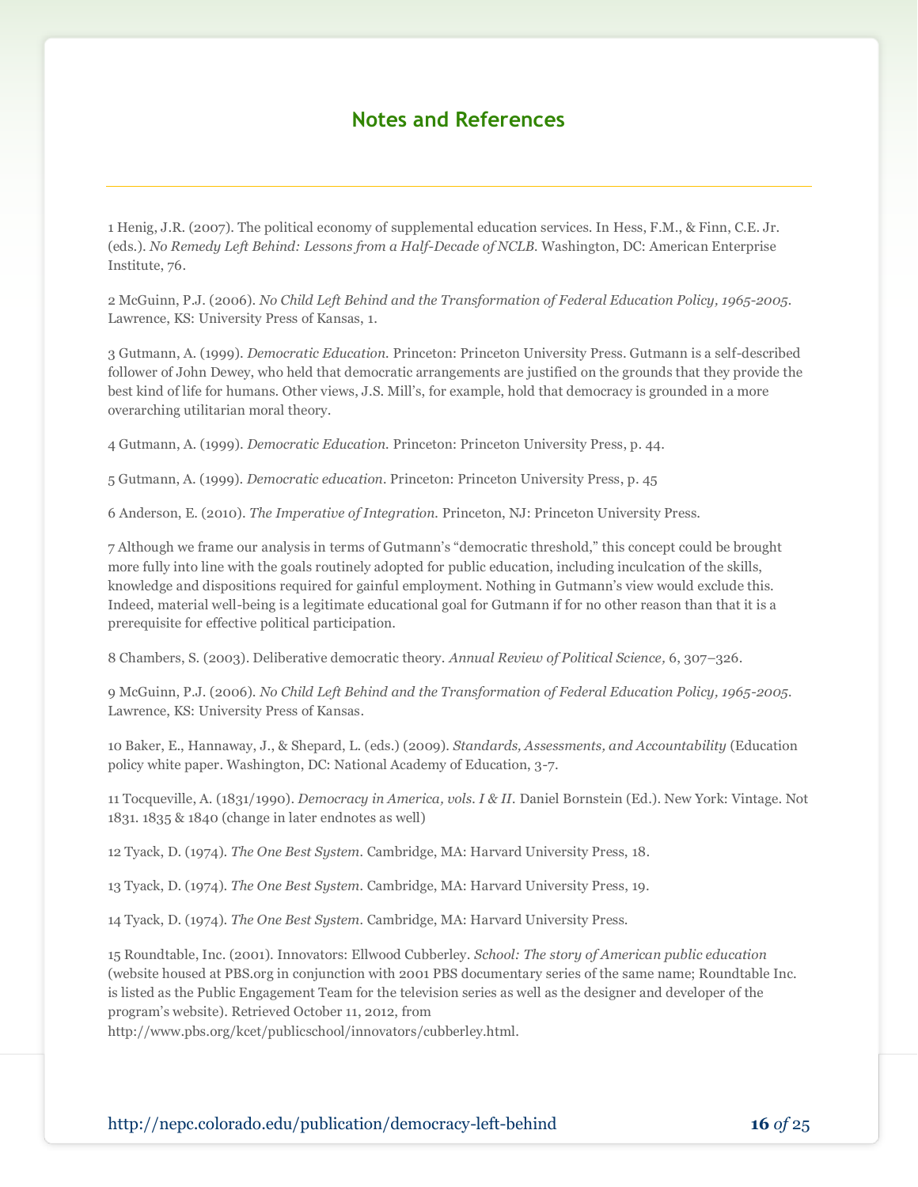## Notes and References

1 Henig, J.R. (2007). The political economy of supplemental education services. In Hess, F.M., & Finn, C.E. Jr. (eds.). *No Remedy Left Behind: Lessons from a Half-Decade of NCLB*. Washington, DC: American Enterprise Institute, 76.

2 McGuinn, P.J. (2006). *No Child Left Behind and the Transformation of Federal Education Policy, 1965-2005*. Lawrence, KS: University Press of Kansas, 1.

3 Gutmann, A. (1999). *Democratic Education*. Princeton: Princeton University Press. Gutmann is a self-described follower of John Dewey, who held that democratic arrangements are justified on the grounds that they provide the best kind of life for humans. Other views, J.S. Mill's, for example, hold that democracy is grounded in a more overarching utilitarian moral theory.

4 Gutmann, A. (1999). *Democratic Education*. Princeton: Princeton University Press, p. 44.

5 Gutmann, A. (1999). *Democratic education*. Princeton: Princeton University Press, p. 45

6 Anderson, E. (2010). *The Imperative of Integration*. Princeton, NJ: Princeton University Press.

7 Although we frame our analysis in terms of Gutmann's "democratic threshold," this concept could be brought more fully into line with the goals routinely adopted for public education, including inculcation of the skills, knowledge and dispositions required for gainful employment. Nothing in Gutmann's view would exclude this. Indeed, material well-being is a legitimate educational goal for Gutmann if for no other reason than that it is a prerequisite for effective political participation.

8 Chambers, S. (2003). Deliberative democratic theory. *Annual Review of Political Science, 6*, 307–326.

9 McGuinn, P.J. (2006). *No Child Left Behind and the Transformation of Federal Education Policy, 1965-2005*. Lawrence, KS: University Press of Kansas.

10 Baker, E., Hannaway, J., & Shepard, L. (eds.) (2009). *Standards, Assessments, and Accountability* (Education policy white paper. Washington, DC: National Academy of Education, 3-7.

11 Tocqueville, A. (1831/1990). *Democracy in America, vols. I & II*. Daniel Bornstein (Ed.). New York: Vintage. Not 1831. 1835 & 1840 (change in later endnotes as well)

12 Tyack, D. (1974). *The One Best System*. Cambridge, MA: Harvard University Press, 18.

13 Tyack, D. (1974). *The One Best System*. Cambridge, MA: Harvard University Press, 19.

14 Tyack, D. (1974). *The One Best System*. Cambridge, MA: Harvard University Press.

15 Roundtable, Inc. (2001). Innovators: Ellwood Cubberley. *School: The story of American public education* (website housed at PBS.org in conjunction with 2001 PBS documentary series of the same name; Roundtable Inc. is listed as the Public Engagement Team for the television series as well as the designer and developer of the program's website). Retrieved October 11, 2012, from http://www.pbs.org/kcet/publicschool/innovators/cubberley.html.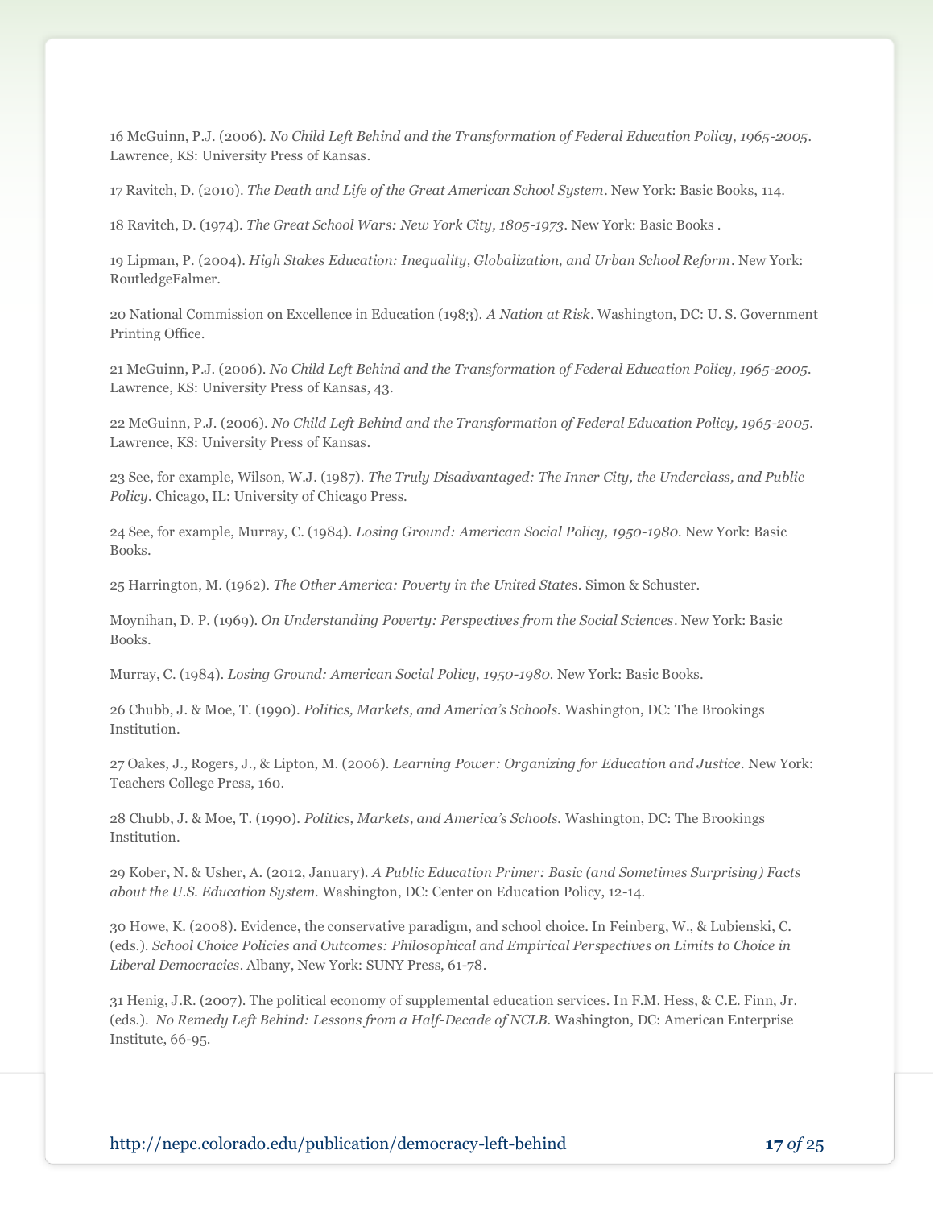16 McGuinn, P.J. (2006). *No Child Left Behind and the Transformation of Federal Education Policy, 1965-2005*. Lawrence, KS: University Press of Kansas.

17 Ravitch, D. (2010). *The Death and Life of the Great American School System*. New York: Basic Books, 114.

18 Ravitch, D. (1974). *The Great School Wars: New York City, 1805-1973*. New York: Basic Books .

19 Lipman, P. (2004). *High Stakes Education: Inequality, Globalization, and Urban School Reform*. New York: RoutledgeFalmer.

20 National Commission on Excellence in Education (1983). *A Nation at Risk*. Washington, DC: U. S. Government Printing Office.

21 McGuinn, P.J. (2006). *No Child Left Behind and the Transformation of Federal Education Policy, 1965-2005*. Lawrence, KS: University Press of Kansas, 43.

22 McGuinn, P.J. (2006). *No Child Left Behind and the Transformation of Federal Education Policy, 1965-2005*. Lawrence, KS: University Press of Kansas.

23 See, for example, Wilson, W.J. (1987). *The Truly Disadvantaged: The Inner City, the Underclass, and Public Policy*. Chicago, IL: University of Chicago Press.

24 See, for example, Murray, C. (1984). *Losing Ground: American Social Policy, 1950-1980*. New York: Basic Books.

25 Harrington, M. (1962). *The Other America: Poverty in the United States*. Simon & Schuster.

Moynihan, D. P. (1969). *On Understanding Poverty: Perspectives from the Social Sciences*. New York: Basic Books.

Murray, C. (1984). *Losing Ground: American Social Policy, 1950-1980*. New York: Basic Books.

26 Chubb, J. & Moe, T. (1990). *Politics, Markets, and America's Schools.* Washington, DC: The Brookings Institution.

27 Oakes, J., Rogers, J., & Lipton, M. (2006). *Learning Power: Organizing for Education and Justice*. New York: Teachers College Press, 160.

28 Chubb, J. & Moe, T. (1990). *Politics, Markets, and America's Schools.* Washington, DC: The Brookings Institution.

29 Kober, N. & Usher, A. (2012, January). *A Public Education Primer: Basic (and Sometimes Surprising) Facts about the U.S. Education System*. Washington, DC: Center on Education Policy, 12-14.

30 Howe, K. (2008). Evidence, the conservative paradigm, and school choice. In Feinberg, W., & Lubienski, C. (eds.). *School Choice Policies and Outcomes: Philosophical and Empirical Perspectives on Limits to Choice in Liberal Democracies*. Albany, New York: SUNY Press, 61-78.

31 Henig, J.R. (2007). The political economy of supplemental education services. In F.M. Hess, & C.E. Finn, Jr. (eds.). *No Remedy Left Behind: Lessons from a Half-Decade of NCLB*. Washington, DC: American Enterprise Institute, 66-95.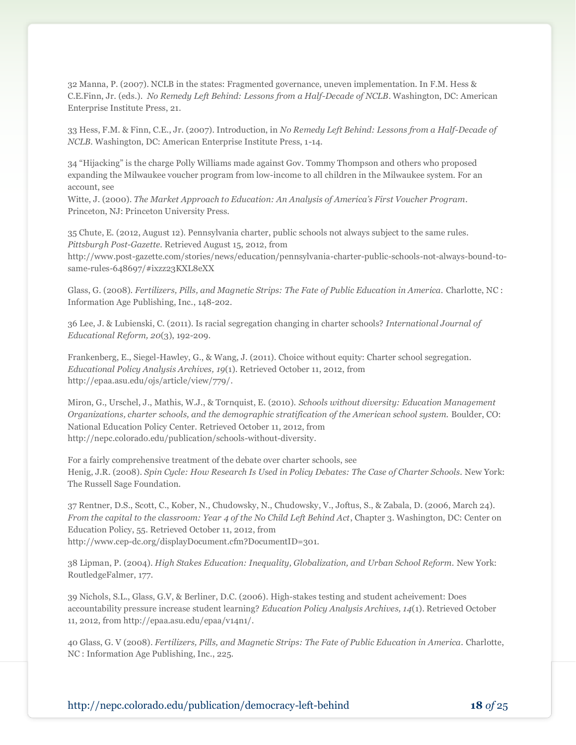32 Manna, P. (2007). NCLB in the states: Fragmented governance, uneven implementation. In F.M. Hess & C.E.Finn, Jr. (eds.). *No Remedy Left Behind: Lessons from a Half-Decade of NCLB*. Washington, DC: American Enterprise Institute Press, 21.

33 Hess, F.M. & Finn, C.E., Jr. (2007). Introduction, in *No Remedy Left Behind: Lessons from a Half-Decade of NCLB*. Washington, DC: American Enterprise Institute Press, 1-14.

34 "Hijacking" is the charge Polly Williams made against Gov. Tommy Thompson and others who proposed expanding the Milwaukee voucher program from low-income to all children in the Milwaukee system. For an account, see
Witte, J. (2000). *The Market Approach to Education: An Analysis of America's First Voucher Program*. Princeton, NJ: Princeton University Press.

35 Chute, E. (2012, August 12). Pennsylvania charter, public schools not always subject to the same rules. *Pittsburgh Post-Gazette*. Retrieved August 15, 2012, from
http://www.post-gazette.com/stories/news/education/pennsylvania-charter-public-schools-not-always-bound-to-same-rules-648697/#ixzz23KXL8eXX

Glass, G. (2008). *Fertilizers, Pills, and Magnetic Strips: The Fate of Public Education in America*. Charlotte, NC : Information Age Publishing, Inc., 148-202.

36 Lee, J. & Lubienski, C. (2011). Is racial segregation changing in charter schools? *International Journal of Educational Reform, 20*(3), 192-209.

Frankenberg, E., Siegel-Hawley, G., & Wang, J. (2011). Choice without equity: Charter school segregation. *Educational Policy Analysis Archives, 19*(1). Retrieved October 11, 2012, from
http://epaa.asu.edu/ojs/article/view/779/.

Miron, G., Urschel, J., Mathis, W.J., & Tornquist, E. (2010). *Schools without diversity: Education Management Organizations, charter schools, and the demographic stratification of the American school system.* Boulder, CO: National Education Policy Center. Retrieved October 11, 2012, from
http://nepc.colorado.edu/publication/schools-without-diversity.

For a fairly comprehensive treatment of the debate over charter schools, see
Henig, J.R. (2008). *Spin Cycle: How Research Is Used in Policy Debates: The Case of Charter Schools*. New York: The Russell Sage Foundation.

37 Rentner, D.S., Scott, C., Kober, N., Chudowsky, N., Chudowsky, V., Joftus, S., & Zabala, D. (2006, March 24). *From the capital to the classroom: Year 4 of the No Child Left Behind Act*, Chapter 3. Washington, DC: Center on Education Policy, 55. Retrieved October 11, 2012, from
http://www.cep-dc.org/displayDocument.cfm?DocumentID=301.

38 Lipman, P. (2004). *High Stakes Education: Inequality, Globalization, and Urban School Reform*. New York: RoutledgeFalmer, 177.

39 Nichols, S.L., Glass, G.V, & Berliner, D.C. (2006). High-stakes testing and student acheivement: Does accountability pressure increase student learning? *Education Policy Analysis Archives, 14*(1). Retrieved October 11, 2012, from http://epaa.asu.edu/epaa/v14n1/.

40 Glass, G. V (2008). *Fertilizers, Pills, and Magnetic Strips: The Fate of Public Education in America*. Charlotte, NC : Information Age Publishing, Inc., 225.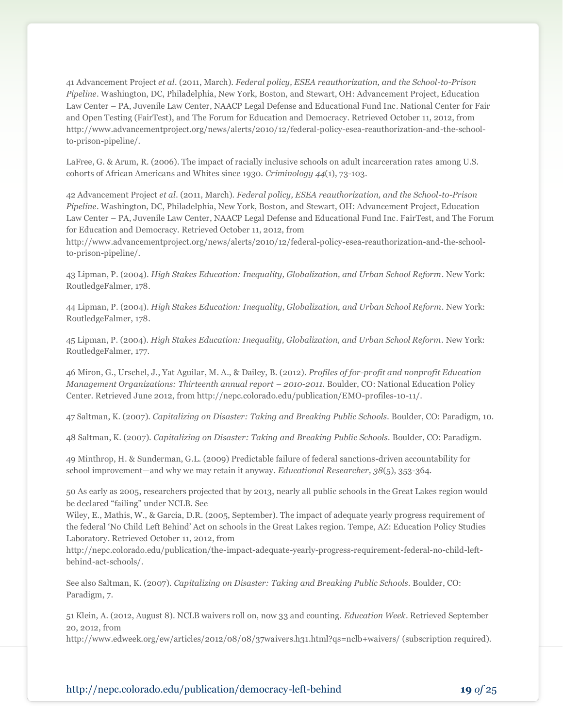41 Advancement Project *et al*. (2011, March). *Federal policy, ESEA reauthorization, and the School-to-Prison Pipeline*. Washington, DC, Philadelphia, New York, Boston, and Stewart, OH: Advancement Project, Education Law Center – PA, Juvenile Law Center, NAACP Legal Defense and Educational Fund Inc. National Center for Fair and Open Testing (FairTest), and The Forum for Education and Democracy. Retrieved October 11, 2012, from http://www.advancementproject.org/news/alerts/2010/12/federal-policy-esea-reauthorization-and-the-school-to-prison-pipeline/.

LaFree, G. & Arum, R. (2006). The impact of racially inclusive schools on adult incarceration rates among U.S. cohorts of African Americans and Whites since 1930. *Criminology 44*(1), 73-103.

42 Advancement Project *et al*. (2011, March). *Federal policy, ESEA reauthorization, and the School-to-Prison Pipeline*. Washington, DC, Philadelphia, New York, Boston, and Stewart, OH: Advancement Project, Education Law Center – PA, Juvenile Law Center, NAACP Legal Defense and Educational Fund Inc. FairTest, and The Forum for Education and Democracy. Retrieved October 11, 2012, from http://www.advancementproject.org/news/alerts/2010/12/federal-policy-esea-reauthorization-and-the-school-to-prison-pipeline/.

43 Lipman, P. (2004). *High Stakes Education: Inequality, Globalization, and Urban School Reform*. New York: RoutledgeFalmer, 178.

44 Lipman, P. (2004). *High Stakes Education: Inequality, Globalization, and Urban School Reform*. New York: RoutledgeFalmer, 178.

45 Lipman, P. (2004). *High Stakes Education: Inequality, Globalization, and Urban School Reform*. New York: RoutledgeFalmer, 177.

46 Miron, G., Urschel, J., Yat Aguilar, M. A., & Dailey, B. (2012). *Profiles of for-profit and nonprofit Education Management Organizations: Thirteenth annual report – 2010-2011*. Boulder, CO: National Education Policy Center. Retrieved June 2012, from http://nepc.colorado.edu/publication/EMO-profiles-10-11/.

47 Saltman, K. (2007). *Capitalizing on Disaster: Taking and Breaking Public Schools*. Boulder, CO: Paradigm, 10.

48 Saltman, K. (2007). *Capitalizing on Disaster: Taking and Breaking Public Schools*. Boulder, CO: Paradigm.

49 Minthrop, H. & Sunderman, G.L. (2009) Predictable failure of federal sanctions-driven accountability for school improvement—and why we may retain it anyway. *Educational Researcher, 38*(5), 353-364.

50 As early as 2005, researchers projected that by 2013, nearly all public schools in the Great Lakes region would be declared "failing" under NCLB. See
Wiley, E., Mathis, W., & Garcia, D.R. (2005, September). The impact of adequate yearly progress requirement of the federal 'No Child Left Behind' Act on schools in the Great Lakes region. Tempe, AZ: Education Policy Studies Laboratory. Retrieved October 11, 2012, from http://nepc.colorado.edu/publication/the-impact-adequate-yearly-progress-requirement-federal-no-child-left-behind-act-schools/.

See also Saltman, K. (2007). *Capitalizing on Disaster: Taking and Breaking Public Schools*. Boulder, CO: Paradigm, 7.

51 Klein, A. (2012, August 8). NCLB waivers roll on, now 33 and counting. *Education Week*. Retrieved September 20, 2012, from http://www.edweek.org/ew/articles/2012/08/08/37waivers.h31.html?qs=nclb+waivers/ (subscription required).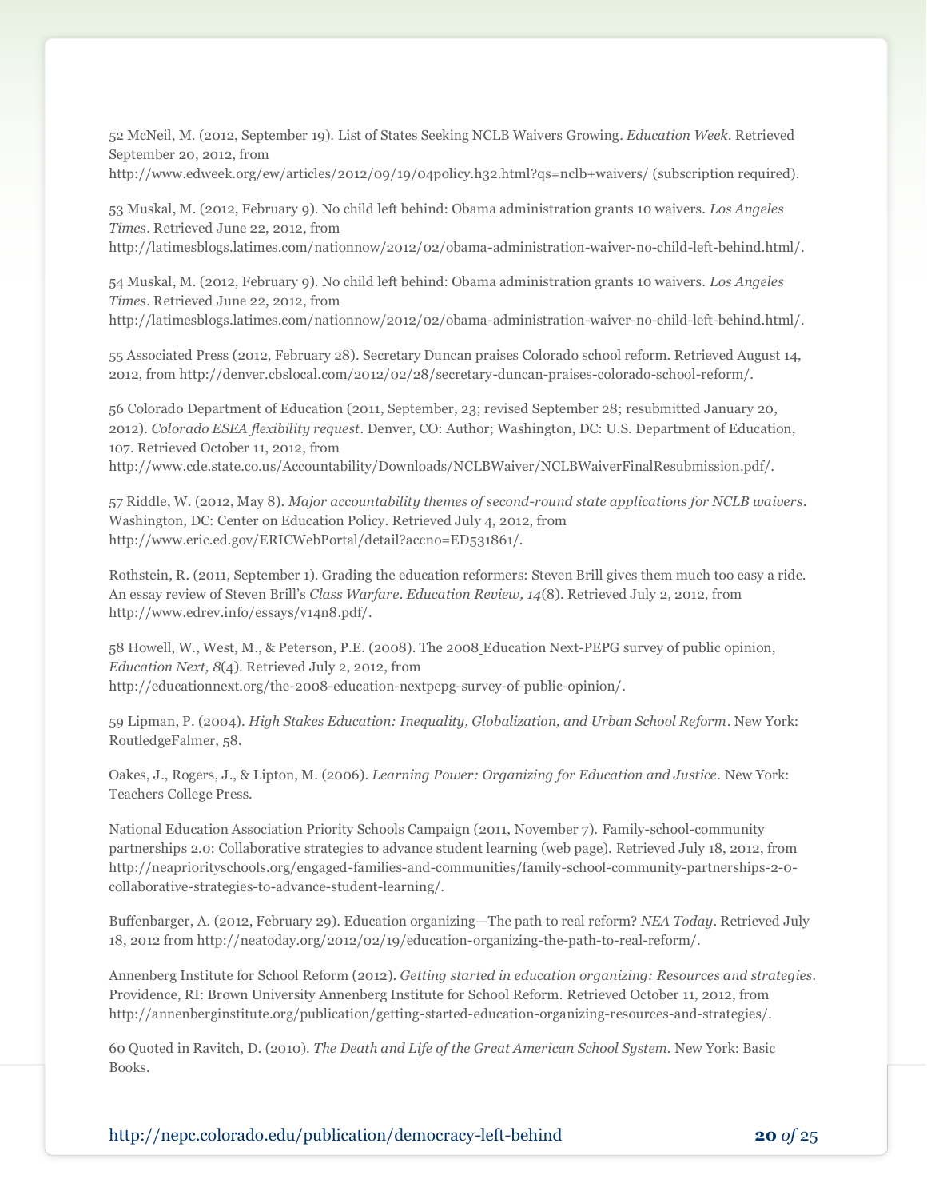52 McNeil, M. (2012, September 19). List of States Seeking NCLB Waivers Growing. *Education Week*. Retrieved September 20, 2012, from http://www.edweek.org/ew/articles/2012/09/19/04policy.h32.html?qs=nclb+waivers/ (subscription required).

53 Muskal, M. (2012, February 9). No child left behind: Obama administration grants 10 waivers. *Los Angeles Times*. Retrieved June 22, 2012, from http://latimesblogs.latimes.com/nationnow/2012/02/obama-administration-waiver-no-child-left-behind.html/.

54 Muskal, M. (2012, February 9). No child left behind: Obama administration grants 10 waivers. *Los Angeles Times*. Retrieved June 22, 2012, from http://latimesblogs.latimes.com/nationnow/2012/02/obama-administration-waiver-no-child-left-behind.html/.

55 Associated Press (2012, February 28). Secretary Duncan praises Colorado school reform. Retrieved August 14, 2012, from http://denver.cbslocal.com/2012/02/28/secretary-duncan-praises-colorado-school-reform/.

56 Colorado Department of Education (2011, September, 23; revised September 28; resubmitted January 20, 2012). *Colorado ESEA flexibility request*. Denver, CO: Author; Washington, DC: U.S. Department of Education, 107. Retrieved October 11, 2012, from http://www.cde.state.co.us/Accountability/Downloads/NCLBWaiver/NCLBWaiverFinalResubmission.pdf/.

57 Riddle, W. (2012, May 8). *Major accountability themes of second-round state applications for NCLB waivers*. Washington, DC: Center on Education Policy. Retrieved July 4, 2012, from http://www.eric.ed.gov/ERICWebPortal/detail?accno=ED531861/.

Rothstein, R. (2011, September 1). Grading the education reformers: Steven Brill gives them much too easy a ride. An essay review of Steven Brill's *Class Warfare*. *Education Review, 14*(8). Retrieved July 2, 2012, from http://www.edrev.info/essays/v14n8.pdf/.

58 Howell, W., West, M., & Peterson, P.E. (2008). The 2008 Education Next-PEPG survey of public opinion, *Education Next, 8*(4). Retrieved July 2, 2012, from http://educationnext.org/the-2008-education-nextpepg-survey-of-public-opinion/.

59 Lipman, P. (2004). *High Stakes Education: Inequality, Globalization, and Urban School Reform*. New York: RoutledgeFalmer, 58.

Oakes, J., Rogers, J., & Lipton, M. (2006). *Learning Power: Organizing for Education and Justice*. New York: Teachers College Press.

National Education Association Priority Schools Campaign (2011, November 7). Family-school-community partnerships 2.0: Collaborative strategies to advance student learning (web page). Retrieved July 18, 2012, from http://neapriorityschools.org/engaged-families-and-communities/family-school-community-partnerships-2-0-collaborative-strategies-to-advance-student-learning/.

Buffenbarger, A. (2012, February 29). Education organizing—The path to real reform? *NEA Today*. Retrieved July 18, 2012 from http://neatoday.org/2012/02/19/education-organizing-the-path-to-real-reform/.

Annenberg Institute for School Reform (2012). *Getting started in education organizing: Resources and strategies*. Providence, RI: Brown University Annenberg Institute for School Reform. Retrieved October 11, 2012, from http://annenberginstitute.org/publication/getting-started-education-organizing-resources-and-strategies/.

60 Quoted in Ravitch, D. (2010). *The Death and Life of the Great American School System*. New York: Basic Books.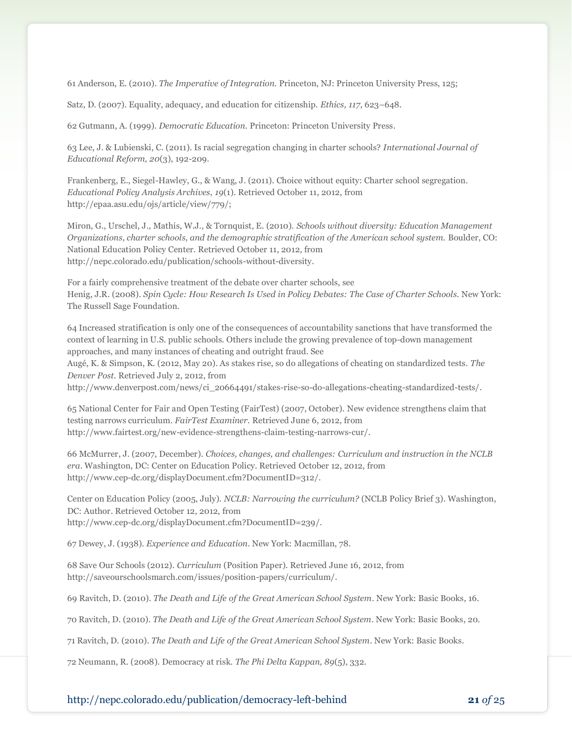61 Anderson, E. (2010). *The Imperative of Integration.* Princeton, NJ: Princeton University Press, 125;

Satz, D. (2007). Equality, adequacy, and education for citizenship. *Ethics, 117*, 623–648.

62 Gutmann, A. (1999). *Democratic Education.* Princeton: Princeton University Press.

63 Lee, J. & Lubienski, C. (2011). Is racial segregation changing in charter schools? *International Journal of Educational Reform, 20*(3), 192-209.

Frankenberg, E., Siegel-Hawley, G., & Wang, J. (2011). Choice without equity: Charter school segregation. *Educational Policy Analysis Archives, 19*(1). Retrieved October 11, 2012, from http://epaa.asu.edu/ojs/article/view/779/;

Miron, G., Urschel, J., Mathis, W.J., & Tornquist, E. (2010). *Schools without diversity: Education Management Organizations, charter schools, and the demographic stratification of the American school system.* Boulder, CO: National Education Policy Center. Retrieved October 11, 2012, from http://nepc.colorado.edu/publication/schools-without-diversity.

For a fairly comprehensive treatment of the debate over charter schools, see
Henig, J.R. (2008). *Spin Cycle: How Research Is Used in Policy Debates: The Case of Charter Schools.* New York: The Russell Sage Foundation.

64 Increased stratification is only one of the consequences of accountability sanctions that have transformed the context of learning in U.S. public schools. Others include the growing prevalence of top-down management approaches, and many instances of cheating and outright fraud. See
Augé, K. & Simpson, K. (2012, May 20). As stakes rise, so do allegations of cheating on standardized tests. *The Denver Post*. Retrieved July 2, 2012, from http://www.denverpost.com/news/ci_20664491/stakes-rise-so-do-allegations-cheating-standardized-tests/.

65 National Center for Fair and Open Testing (FairTest) (2007, October). New evidence strengthens claim that testing narrows curriculum. *FairTest Examiner.* Retrieved June 6, 2012, from http://www.fairtest.org/new-evidence-strengthens-claim-testing-narrows-cur/.

66 McMurrer, J. (2007, December). *Choices, changes, and challenges: Curriculum and instruction in the NCLB era*. Washington, DC: Center on Education Policy. Retrieved October 12, 2012, from http://www.cep-dc.org/displayDocument.cfm?DocumentID=312/.

Center on Education Policy (2005, July). *NCLB: Narrowing the curriculum?* (NCLB Policy Brief 3). Washington, DC: Author. Retrieved October 12, 2012, from http://www.cep-dc.org/displayDocument.cfm?DocumentID=239/.

67 Dewey, J. (1938). *Experience and Education*. New York: Macmillan, 78.

68 Save Our Schools (2012). *Curriculum* (Position Paper). Retrieved June 16, 2012, from http://saveourschoolsmarch.com/issues/position-papers/curriculum/.

69 Ravitch, D. (2010). *The Death and Life of the Great American School System*. New York: Basic Books, 16.

70 Ravitch, D. (2010). *The Death and Life of the Great American School System*. New York: Basic Books, 20.

71 Ravitch, D. (2010). *The Death and Life of the Great American School System*. New York: Basic Books.

72 Neumann, R. (2008). Democracy at risk. *The Phi Delta Kappan, 89*(5), 332.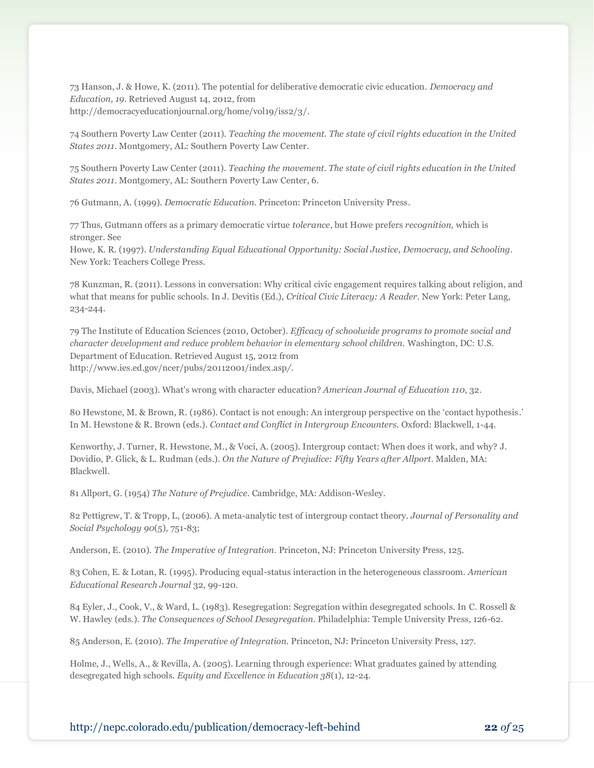73 Hanson, J. & Howe, K. (2011). The potential for deliberative democratic civic education. *Democracy and Education, 19*. Retrieved August 14, 2012, from http://democracyeducationjournal.org/home/vol19/iss2/3/.

74 Southern Poverty Law Center (2011). *Teaching the movement. The state of civil rights education in the United States 2011*. Montgomery, AL: Southern Poverty Law Center.

75 Southern Poverty Law Center (2011). *Teaching the movement. The state of civil rights education in the United States 2011*. Montgomery, AL: Southern Poverty Law Center, 6.

76 Gutmann, A. (1999). *Democratic Education.* Princeton: Princeton University Press.

77 Thus, Gutmann offers as a primary democratic virtue *tolerance*, but Howe prefers *recognition,* which is stronger. See
Howe, K. R. (1997). *Understanding Equal Educational Opportunity: Social Justice, Democracy, and Schooling*. New York: Teachers College Press.

78 Kunzman, R. (2011). Lessons in conversation: Why critical civic engagement requires talking about religion, and what that means for public schools. In J. Devitis (Ed.), *Critical Civic Literacy: A Reader*. New York: Peter Lang, 234-244.

79 The Institute of Education Sciences (2010, October). *Efficacy of schoolwide programs to promote social and character development and reduce problem behavior in elementary school children.* Washington, DC: U.S. Department of Education. Retrieved August 15, 2012 from http://www.ies.ed.gov/ncer/pubs/20112001/index.asp/.

Davis, Michael (2003). What's wrong with character education? *American Journal of Education 110*, 32.

80 Hewstone, M. & Brown, R. (1986). Contact is not enough: An intergroup perspective on the 'contact hypothesis.' In M. Hewstone & R. Brown (eds.). *Contact and Conflict in Intergroup Encounters*. Oxford: Blackwell, 1-44.

Kenworthy, J. Turner, R. Hewstone, M., & Voci, A. (2005). Intergroup contact: When does it work, and why? J. Dovidio, P. Glick, & L. Rudman (eds.). *On the Nature of Prejudice: Fifty Years after Allport*. Malden, MA: Blackwell.

81 Allport, G. (1954) *The Nature of Prejudice*. Cambridge, MA: Addison-Wesley.

82 Pettigrew, T. & Tropp, L, (2006). A meta-analytic test of intergroup contact theory. *Journal of Personality and Social Psychology 90*(5), 751-83;

Anderson, E. (2010). *The Imperative of Integration*. Princeton, NJ: Princeton University Press, 125.

83 Cohen, E. & Lotan, R. (1995). Producing equal-status interaction in the heterogeneous classroom. *American Educational Research Journal* 32, 99-120.

84 Eyler, J., Cook, V., & Ward, L. (1983). Resegregation: Segregation within desegregated schools. In C. Rossell & W. Hawley (eds.). *The Consequences of School Desegregation*. Philadelphia: Temple University Press, 126-62.

85 Anderson, E. (2010). *The Imperative of Integration.* Princeton, NJ: Princeton University Press, 127.

Holme, J., Wells, A., & Revilla, A. (2005). Learning through experience: What graduates gained by attending desegregated high schools. *Equity and Excellence in Education 38*(1), 12-24.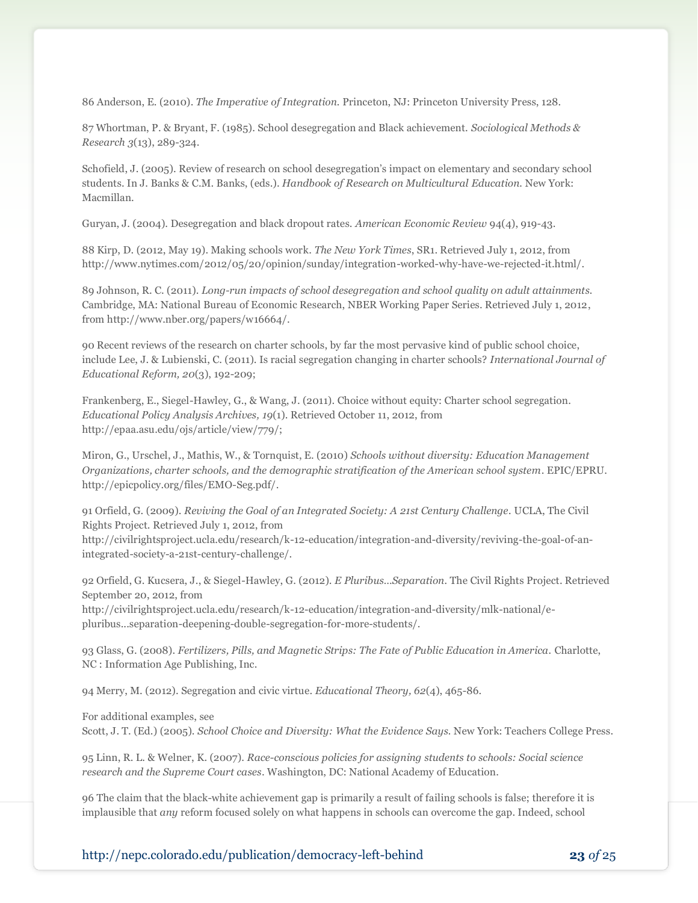86 Anderson, E. (2010). *The Imperative of Integration.* Princeton, NJ: Princeton University Press, 128.

87 Whortman, P. & Bryant, F. (1985). School desegregation and Black achievement. *Sociological Methods & Research 3*(13), 289-324.

Schofield, J. (2005). Review of research on school desegregation's impact on elementary and secondary school students. In J. Banks & C.M. Banks, (eds.). *Handbook of Research on Multicultural Education.* New York: Macmillan.

Guryan, J. (2004). Desegregation and black dropout rates. *American Economic Review* 94(4), 919-43.

88 Kirp, D. (2012, May 19). Making schools work. *The New York Times*, SR1. Retrieved July 1, 2012, from http://www.nytimes.com/2012/05/20/opinion/sunday/integration-worked-why-have-we-rejected-it.html/.

89 Johnson, R. C. (2011). *Long-run impacts of school desegregation and school quality on adult attainments.* Cambridge, MA: National Bureau of Economic Research, NBER Working Paper Series. Retrieved July 1, 2012, from http://www.nber.org/papers/w16664/.

90 Recent reviews of the research on charter schools, by far the most pervasive kind of public school choice, include Lee, J. & Lubienski, C. (2011). Is racial segregation changing in charter schools? *International Journal of Educational Reform, 20*(3), 192-209;

Frankenberg, E., Siegel-Hawley, G., & Wang, J. (2011). Choice without equity: Charter school segregation. *Educational Policy Analysis Archives, 19*(1). Retrieved October 11, 2012, from http://epaa.asu.edu/ojs/article/view/779/;

Miron, G., Urschel, J., Mathis, W., & Tornquist, E. (2010) *Schools without diversity: Education Management Organizations, charter schools, and the demographic stratification of the American school system*. EPIC/EPRU. http://epicpolicy.org/files/EMO-Seg.pdf/.

91 Orfield, G. (2009). *Reviving the Goal of an Integrated Society: A 21st Century Challenge*. UCLA, The Civil Rights Project. Retrieved July 1, 2012, from http://civilrightsproject.ucla.edu/research/k-12-education/integration-and-diversity/reviving-the-goal-of-an-integrated-society-a-21st-century-challenge/.

92 Orfield, G. Kucsera, J., & Siegel-Hawley, G. (2012). *E Pluribus…Separation*. The Civil Rights Project. Retrieved September 20, 2012, from http://civilrightsproject.ucla.edu/research/k-12-education/integration-and-diversity/mlk-national/e-pluribus...separation-deepening-double-segregation-for-more-students/.

93 Glass, G. (2008). *Fertilizers, Pills, and Magnetic Strips: The Fate of Public Education in America.* Charlotte, NC : Information Age Publishing, Inc.

94 Merry, M. (2012). Segregation and civic virtue. *Educational Theory, 62*(4), 465-86.

For additional examples, see
Scott, J. T. (Ed.) (2005). *School Choice and Diversity: What the Evidence Says.* New York: Teachers College Press.

95 Linn, R. L. & Welner, K. (2007). *Race-conscious policies for assigning students to schools: Social science research and the Supreme Court cases*. Washington, DC: National Academy of Education.

96 The claim that the black-white achievement gap is primarily a result of failing schools is false; therefore it is implausible that *any* reform focused solely on what happens in schools can overcome the gap. Indeed, school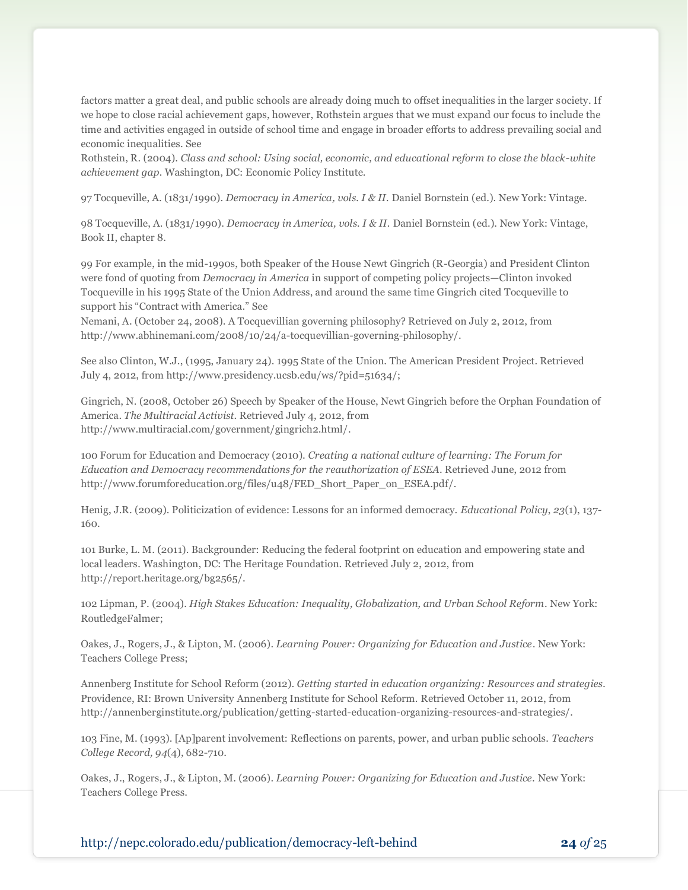factors matter a great deal, and public schools are already doing much to offset inequalities in the larger society. If we hope to close racial achievement gaps, however, Rothstein argues that we must expand our focus to include the time and activities engaged in outside of school time and engage in broader efforts to address prevailing social and economic inequalities. See

Rothstein, R. (2004). *Class and school: Using social, economic, and educational reform to close the black-white achievement gap*. Washington, DC: Economic Policy Institute.

97 Tocqueville, A. (1831/1990). *Democracy in America, vols. I & II*. Daniel Bornstein (ed.). New York: Vintage.

98 Tocqueville, A. (1831/1990). *Democracy in America, vols. I & II*. Daniel Bornstein (ed.). New York: Vintage, Book II, chapter 8.

99 For example, in the mid-1990s, both Speaker of the House Newt Gingrich (R-Georgia) and President Clinton were fond of quoting from *Democracy in America* in support of competing policy projects—Clinton invoked Tocqueville in his 1995 State of the Union Address, and around the same time Gingrich cited Tocqueville to support his "Contract with America." See

Nemani, A. (October 24, 2008). A Tocquevillian governing philosophy? Retrieved on July 2, 2012, from http://www.abhinemani.com/2008/10/24/a-tocquevillian-governing-philosophy/.

See also Clinton, W.J., (1995, January 24). 1995 State of the Union. The American President Project. Retrieved July 4, 2012, from http://www.presidency.ucsb.edu/ws/?pid=51634/;

Gingrich, N. (2008, October 26) Speech by Speaker of the House, Newt Gingrich before the Orphan Foundation of America. *The Multiracial Activist*. Retrieved July 4, 2012, from http://www.multiracial.com/government/gingrich2.html/.

100 Forum for Education and Democracy (2010). *Creating a national culture of learning: The Forum for Education and Democracy recommendations for the reauthorization of ESEA*. Retrieved June, 2012 from http://www.forumforeducation.org/files/u48/FED_Short_Paper_on_ESEA.pdf/.

Henig, J.R. (2009). Politicization of evidence: Lessons for an informed democracy. *Educational Policy*, *23*(1), 137-160.

101 Burke, L. M. (2011). Backgrounder: Reducing the federal footprint on education and empowering state and local leaders. Washington, DC: The Heritage Foundation. Retrieved July 2, 2012, from http://report.heritage.org/bg2565/.

102 Lipman, P. (2004). *High Stakes Education: Inequality, Globalization, and Urban School Reform*. New York: RoutledgeFalmer;

Oakes, J., Rogers, J., & Lipton, M. (2006). *Learning Power: Organizing for Education and Justice*. New York: Teachers College Press;

Annenberg Institute for School Reform (2012). *Getting started in education organizing: Resources and strategies*. Providence, RI: Brown University Annenberg Institute for School Reform. Retrieved October 11, 2012, from http://annenberginstitute.org/publication/getting-started-education-organizing-resources-and-strategies/.

103 Fine, M. (1993). [Ap]parent involvement: Reflections on parents, power, and urban public schools. *Teachers College Record, 94*(4), 682-710.

Oakes, J., Rogers, J., & Lipton, M. (2006). *Learning Power: Organizing for Education and Justice*. New York: Teachers College Press.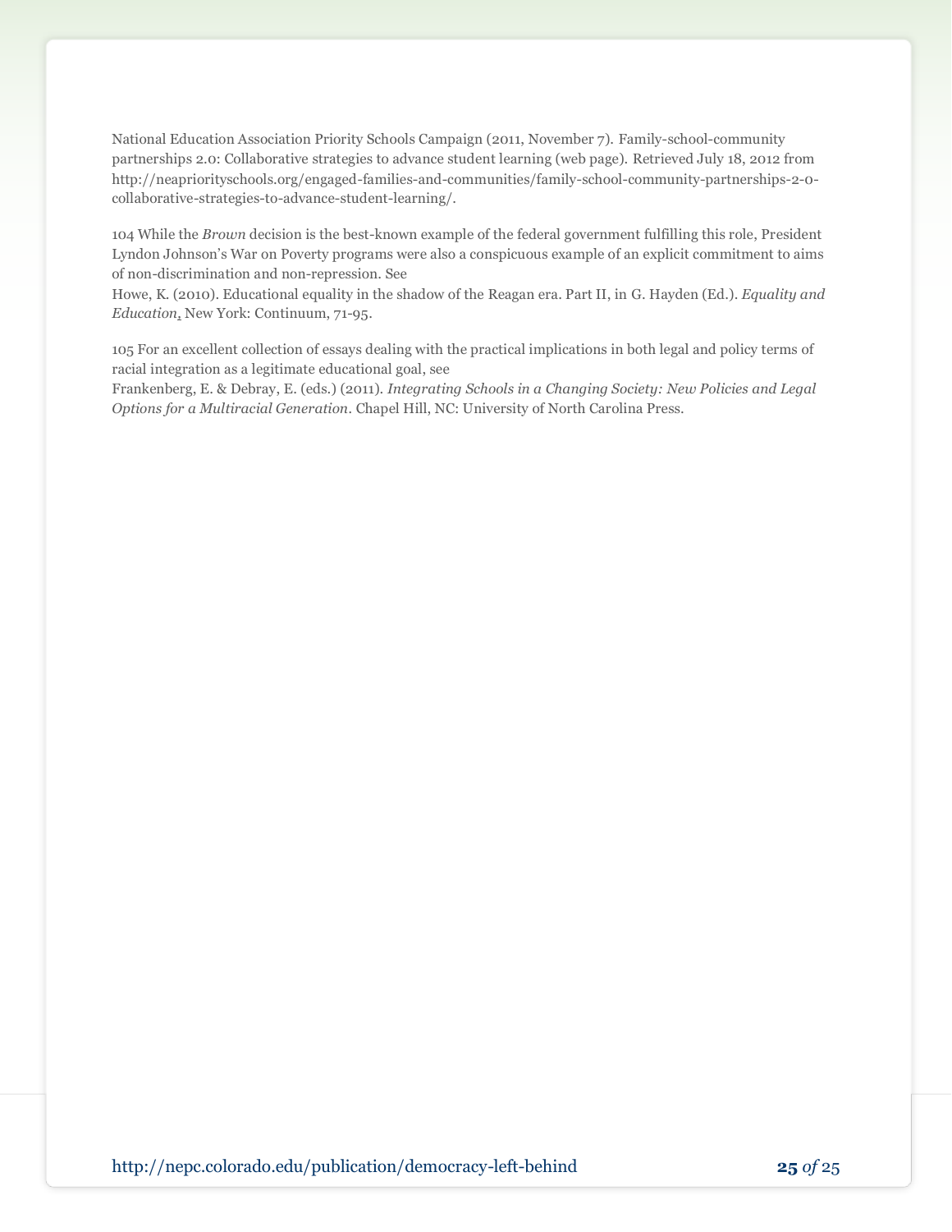National Education Association Priority Schools Campaign (2011, November 7). Family-school-community partnerships 2.0: Collaborative strategies to advance student learning (web page). Retrieved July 18, 2012 from http://neapriorityschools.org/engaged-families-and-communities/family-school-community-partnerships-2-0-collaborative-strategies-to-advance-student-learning/.

104 While the *Brown* decision is the best-known example of the federal government fulfilling this role, President Lyndon Johnson's War on Poverty programs were also a conspicuous example of an explicit commitment to aims of non-discrimination and non-repression. See

Howe, K. (2010). Educational equality in the shadow of the Reagan era. Part II, in G. Hayden (Ed.). *Equality and Education*, New York: Continuum, 71-95.

105 For an excellent collection of essays dealing with the practical implications in both legal and policy terms of racial integration as a legitimate educational goal, see

Frankenberg, E. & Debray, E. (eds.) (2011). *Integrating Schools in a Changing Society: New Policies and Legal Options for a Multiracial Generation*. Chapel Hill, NC: University of North Carolina Press.